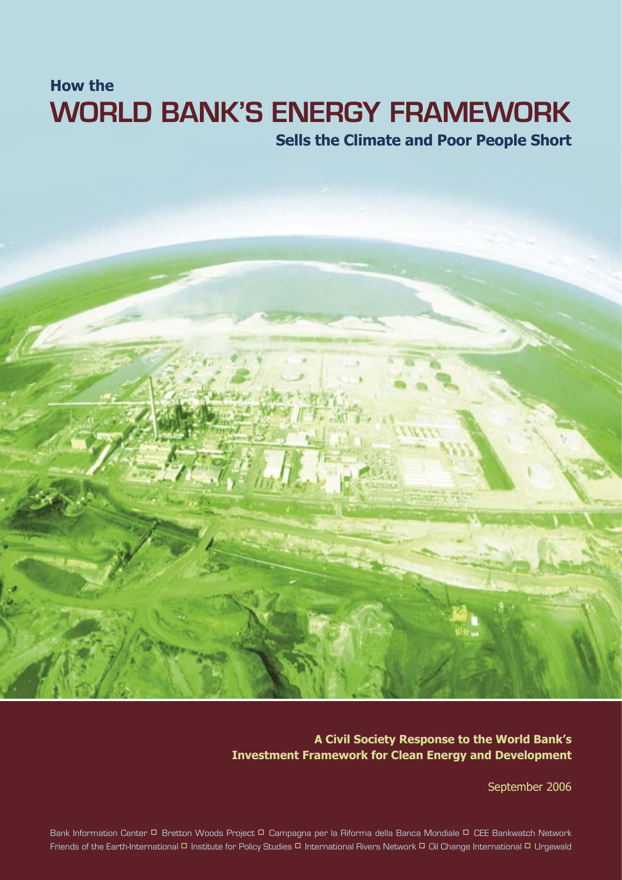**How the**

# WORLD BANK'S ENERGY FRAMEWORK

## Sells the Climate and Poor People Short

**A Civil Society Response to the World Bank's Investment Framework for Clean Energy and Development**

September 2006

Bank Information Center □ Bretton Woods Project □ Campagna per la Riforma della Banca Mondiale □ CEE Bankwatch Network
Friends of the Earth-International □ Institute for Policy Studies □ International Rivers Network □ Oil Change International □ Urgewald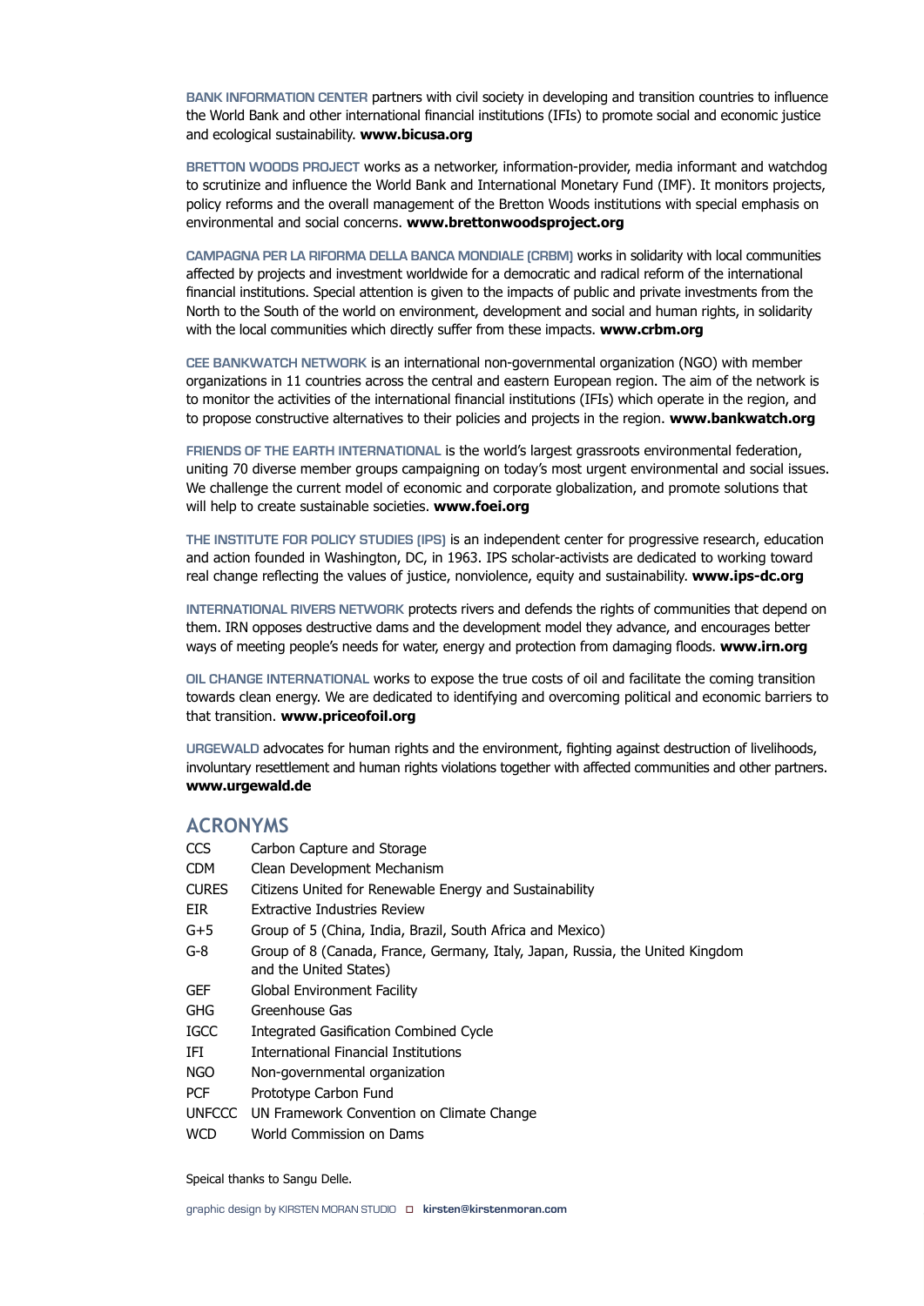**BANK INFORMATION CENTER** partners with civil society in developing and transition countries to influence the World Bank and other international financial institutions (IFIs) to promote social and economic justice and ecological sustainability. **www.bicusa.org**

**BRETTON WOODS PROJECT** works as a networker, information-provider, media informant and watchdog to scrutinize and influence the World Bank and International Monetary Fund (IMF). It monitors projects, policy reforms and the overall management of the Bretton Woods institutions with special emphasis on environmental and social concerns. **www.brettonwoodsproject.org**

**CAMPAGNA PER LA RIFORMA DELLA BANCA MONDIALE (CRBM)** works in solidarity with local communities affected by projects and investment worldwide for a democratic and radical reform of the international financial institutions. Special attention is given to the impacts of public and private investments from the North to the South of the world on environment, development and social and human rights, in solidarity with the local communities which directly suffer from these impacts. **www.crbm.org**

**CEE BANKWATCH NETWORK** is an international non-governmental organization (NGO) with member organizations in 11 countries across the central and eastern European region. The aim of the network is to monitor the activities of the international financial institutions (IFIs) which operate in the region, and to propose constructive alternatives to their policies and projects in the region. **www.bankwatch.org**

**FRIENDS OF THE EARTH INTERNATIONAL** is the world's largest grassroots environmental federation, uniting 70 diverse member groups campaigning on today's most urgent environmental and social issues. We challenge the current model of economic and corporate globalization, and promote solutions that will help to create sustainable societies. **www.foei.org**

**THE INSTITUTE FOR POLICY STUDIES (IPS)** is an independent center for progressive research, education and action founded in Washington, DC, in 1963. IPS scholar-activists are dedicated to working toward real change reflecting the values of justice, nonviolence, equity and sustainability. **www.ips-dc.org**

**INTERNATIONAL RIVERS NETWORK** protects rivers and defends the rights of communities that depend on them. IRN opposes destructive dams and the development model they advance, and encourages better ways of meeting people's needs for water, energy and protection from damaging floods. **www.irn.org**

**OIL CHANGE INTERNATIONAL** works to expose the true costs of oil and facilitate the coming transition towards clean energy. We are dedicated to identifying and overcoming political and economic barriers to that transition. **www.priceofoil.org**

**URGEWALD** advocates for human rights and the environment, fighting against destruction of livelihoods, involuntary resettlement and human rights violations together with affected communities and other partners. **www.urgewald.de**

## ACRONYMS

| | |
|---|---|
| CCS | Carbon Capture and Storage |
| CDM | Clean Development Mechanism |
| CURES | Citizens United for Renewable Energy and Sustainability |
| EIR | Extractive Industries Review |
| G+5 | Group of 5 (China, India, Brazil, South Africa and Mexico) |
| G-8 | Group of 8 (Canada, France, Germany, Italy, Japan, Russia, the United Kingdom and the United States) |
| GEF | Global Environment Facility |
| GHG | Greenhouse Gas |
| IGCC | Integrated Gasification Combined Cycle |
| IFI | International Financial Institutions |
| NGO | Non-governmental organization |
| PCF | Prototype Carbon Fund |
| UNFCCC | UN Framework Convention on Climate Change |
| WCD | World Commission on Dams |

Speical thanks to Sangu Delle.

graphic design by KIRSTEN MORAN STUDIO □ **kirsten@kirstenmoran.com**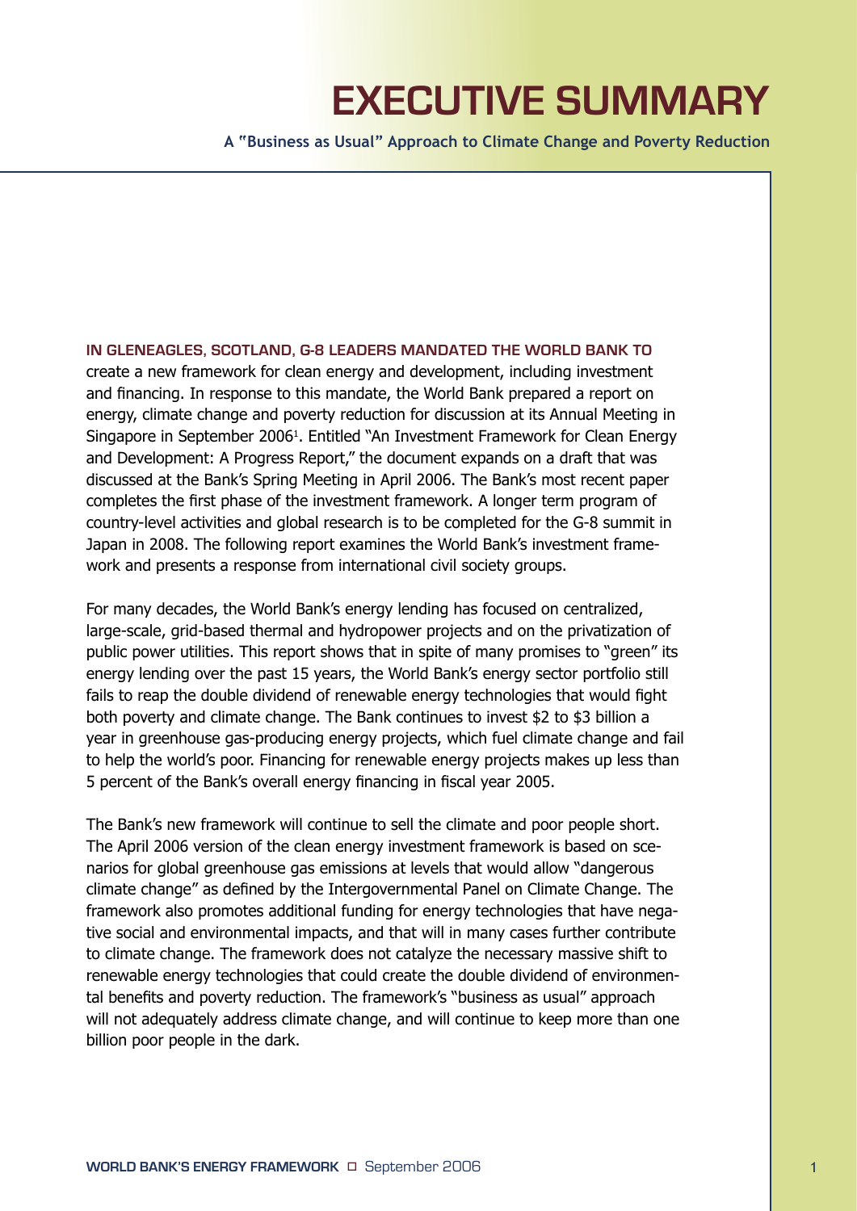# EXECUTIVE SUMMARY

**A "Business as Usual" Approach to Climate Change and Poverty Reduction**

**IN GLENEAGLES, SCOTLAND, G-8 LEADERS MANDATED THE WORLD BANK TO** create a new framework for clean energy and development, including investment and financing. In response to this mandate, the World Bank prepared a report on energy, climate change and poverty reduction for discussion at its Annual Meeting in Singapore in September 2006[1]. Entitled "An Investment Framework for Clean Energy and Development: A Progress Report," the document expands on a draft that was discussed at the Bank's Spring Meeting in April 2006. The Bank's most recent paper completes the first phase of the investment framework. A longer term program of country-level activities and global research is to be completed for the G-8 summit in Japan in 2008. The following report examines the World Bank's investment framework and presents a response from international civil society groups.

For many decades, the World Bank's energy lending has focused on centralized, large-scale, grid-based thermal and hydropower projects and on the privatization of public power utilities. This report shows that in spite of many promises to "green" its energy lending over the past 15 years, the World Bank's energy sector portfolio still fails to reap the double dividend of renewable energy technologies that would fight both poverty and climate change. The Bank continues to invest $2 to $3 billion a year in greenhouse gas-producing energy projects, which fuel climate change and fail to help the world's poor. Financing for renewable energy projects makes up less than 5 percent of the Bank's overall energy financing in fiscal year 2005.

The Bank's new framework will continue to sell the climate and poor people short. The April 2006 version of the clean energy investment framework is based on scenarios for global greenhouse gas emissions at levels that would allow "dangerous climate change" as defined by the Intergovernmental Panel on Climate Change. The framework also promotes additional funding for energy technologies that have negative social and environmental impacts, and that will in many cases further contribute to climate change. The framework does not catalyze the necessary massive shift to renewable energy technologies that could create the double dividend of environmental benefits and poverty reduction. The framework's "business as usual" approach will not adequately address climate change, and will continue to keep more than one billion poor people in the dark.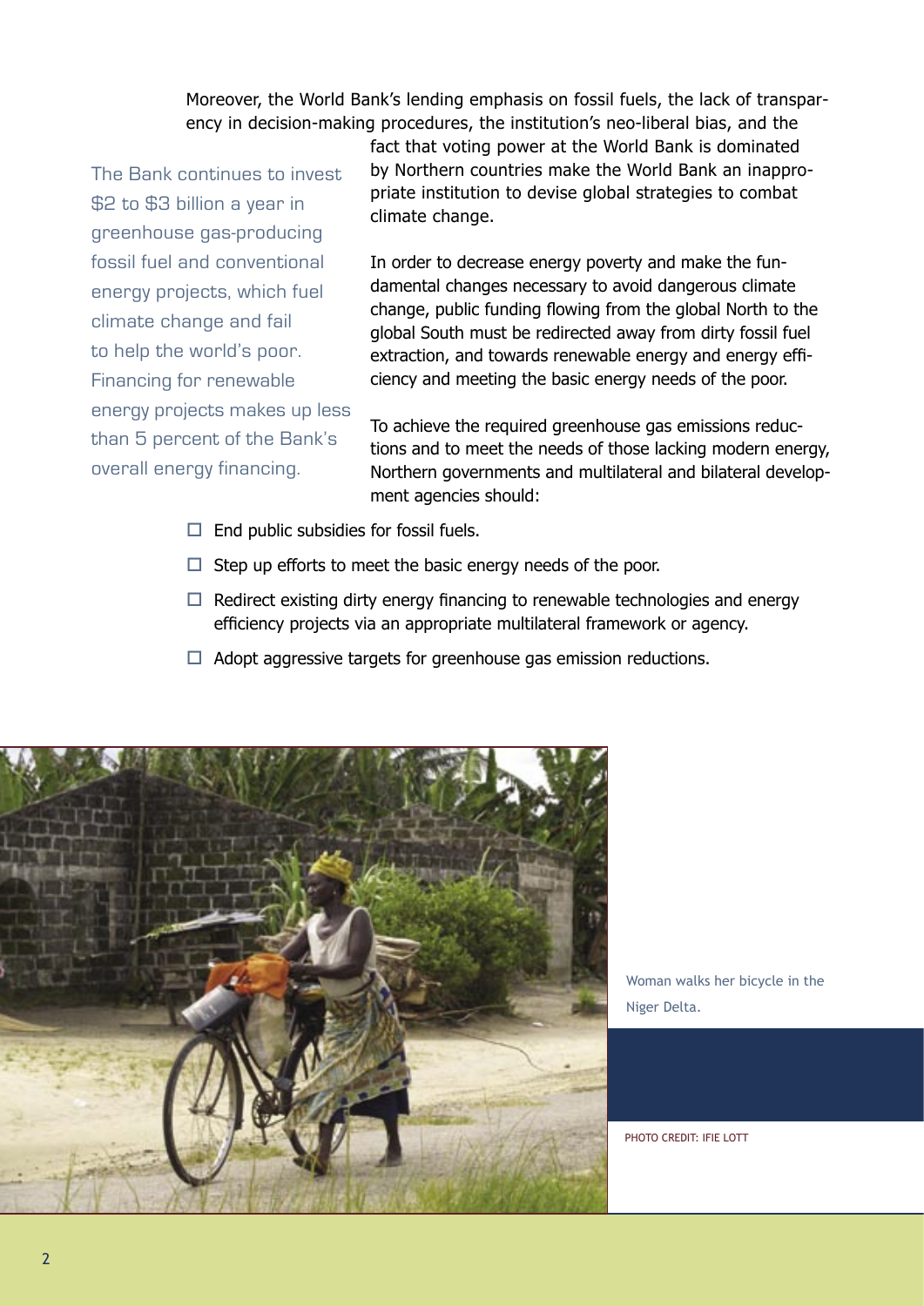Moreover, the World Bank's lending emphasis on fossil fuels, the lack of transparency in decision-making procedures, the institution's neo-liberal bias, and the fact that voting power at the World Bank is dominated by Northern countries make the World Bank an inappropriate institution to devise global strategies to combat climate change.

> The Bank continues to invest $2 to $3 billion a year in greenhouse gas-producing fossil fuel and conventional energy projects, which fuel climate change and fail to help the world's poor. Financing for renewable energy projects makes up less than 5 percent of the Bank's overall energy financing.

In order to decrease energy poverty and make the fundamental changes necessary to avoid dangerous climate change, public funding flowing from the global North to the global South must be redirected away from dirty fossil fuel extraction, and towards renewable energy and energy efficiency and meeting the basic energy needs of the poor.

To achieve the required greenhouse gas emissions reductions and to meet the needs of those lacking modern energy, Northern governments and multilateral and bilateral development agencies should:

- End public subsidies for fossil fuels.
- Step up efforts to meet the basic energy needs of the poor.
- Redirect existing dirty energy financing to renewable technologies and energy efficiency projects via an appropriate multilateral framework or agency.
- Adopt aggressive targets for greenhouse gas emission reductions.

Woman walks her bicycle in the Niger Delta.

PHOTO CREDIT: IFIE LOTT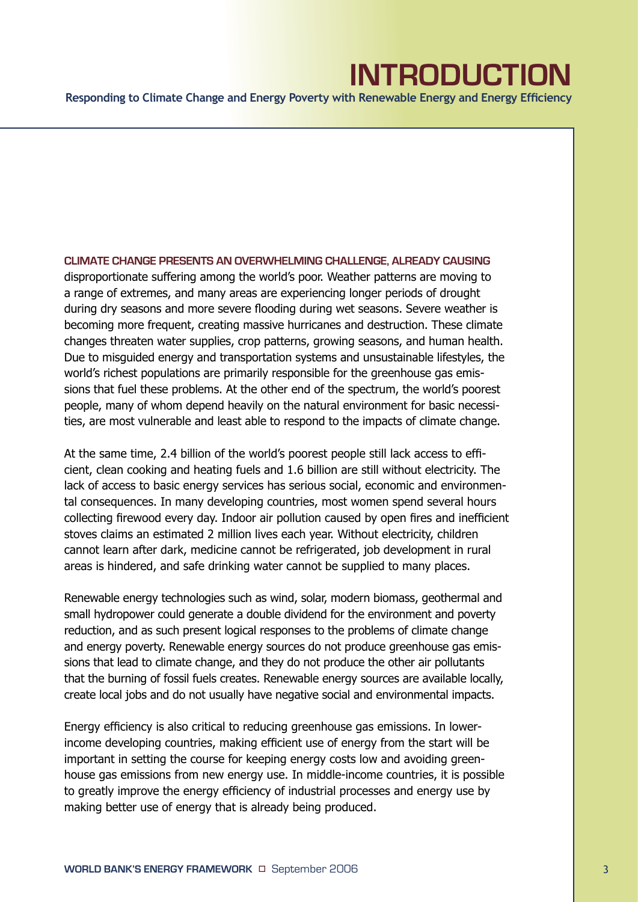# INTRODUCTION

**Responding to Climate Change and Energy Poverty with Renewable Energy and Energy Efficiency**

**CLIMATE CHANGE PRESENTS AN OVERWHELMING CHALLENGE, ALREADY CAUSING** disproportionate suffering among the world's poor. Weather patterns are moving to a range of extremes, and many areas are experiencing longer periods of drought during dry seasons and more severe flooding during wet seasons. Severe weather is becoming more frequent, creating massive hurricanes and destruction. These climate changes threaten water supplies, crop patterns, growing seasons, and human health. Due to misguided energy and transportation systems and unsustainable lifestyles, the world's richest populations are primarily responsible for the greenhouse gas emissions that fuel these problems. At the other end of the spectrum, the world's poorest people, many of whom depend heavily on the natural environment for basic necessities, are most vulnerable and least able to respond to the impacts of climate change.

At the same time, 2.4 billion of the world's poorest people still lack access to efficient, clean cooking and heating fuels and 1.6 billion are still without electricity. The lack of access to basic energy services has serious social, economic and environmental consequences. In many developing countries, most women spend several hours collecting firewood every day. Indoor air pollution caused by open fires and inefficient stoves claims an estimated 2 million lives each year. Without electricity, children cannot learn after dark, medicine cannot be refrigerated, job development in rural areas is hindered, and safe drinking water cannot be supplied to many places.

Renewable energy technologies such as wind, solar, modern biomass, geothermal and small hydropower could generate a double dividend for the environment and poverty reduction, and as such present logical responses to the problems of climate change and energy poverty. Renewable energy sources do not produce greenhouse gas emissions that lead to climate change, and they do not produce the other air pollutants that the burning of fossil fuels creates. Renewable energy sources are available locally, create local jobs and do not usually have negative social and environmental impacts.

Energy efficiency is also critical to reducing greenhouse gas emissions. In lower-income developing countries, making efficient use of energy from the start will be important in setting the course for keeping energy costs low and avoiding greenhouse gas emissions from new energy use. In middle-income countries, it is possible to greatly improve the energy efficiency of industrial processes and energy use by making better use of energy that is already being produced.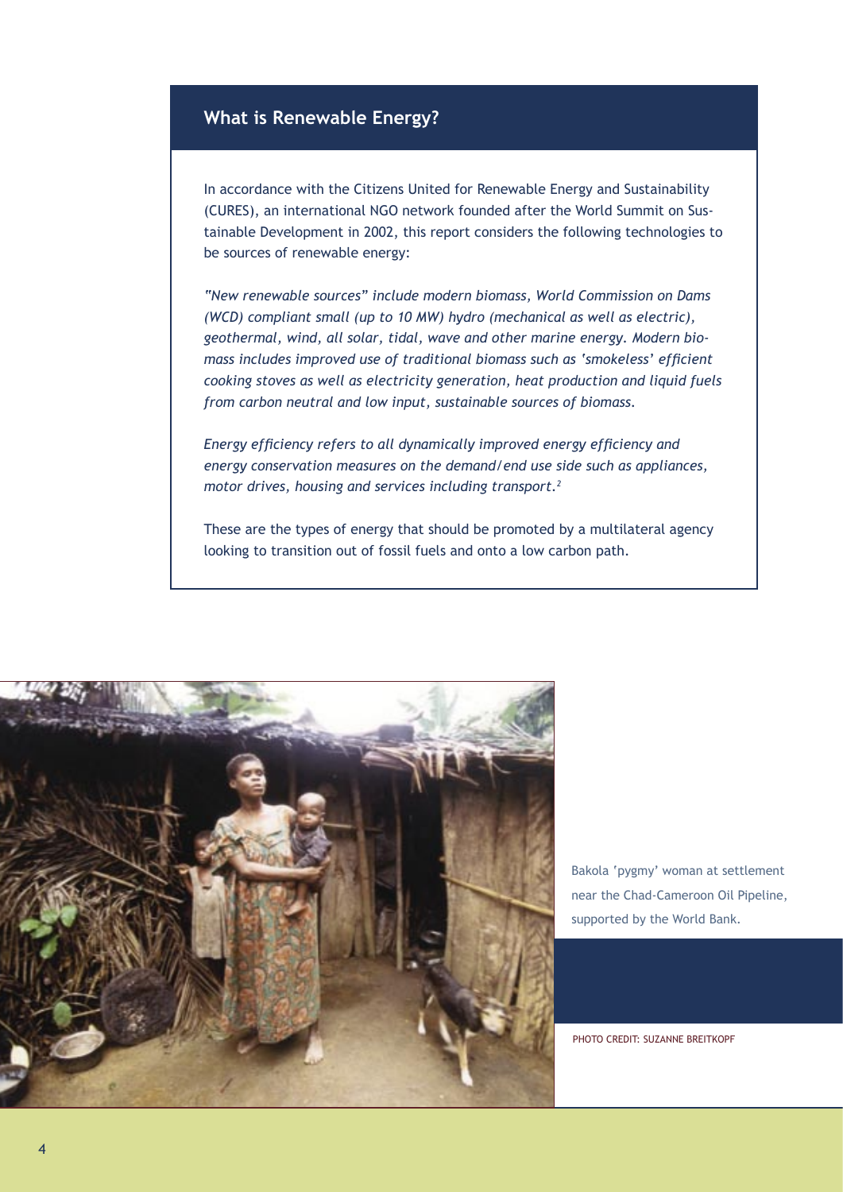## What is Renewable Energy?

In accordance with the Citizens United for Renewable Energy and Sustainability (CURES), an international NGO network founded after the World Summit on Sustainable Development in 2002, this report considers the following technologies to be sources of renewable energy:

*"New renewable sources" include modern biomass, World Commission on Dams (WCD) compliant small (up to 10 MW) hydro (mechanical as well as electric), geothermal, wind, all solar, tidal, wave and other marine energy. Modern biomass includes improved use of traditional biomass such as 'smokeless' efficient cooking stoves as well as electricity generation, heat production and liquid fuels from carbon neutral and low input, sustainable sources of biomass.*

*Energy efficiency refers to all dynamically improved energy efficiency and energy conservation measures on the demand/end use side such as appliances, motor drives, housing and services including transport.*[2]

These are the types of energy that should be promoted by a multilateral agency looking to transition out of fossil fuels and onto a low carbon path.

Bakola 'pygmy' woman at settlement near the Chad-Cameroon Oil Pipeline, supported by the World Bank.

PHOTO CREDIT: SUZANNE BREITKOPF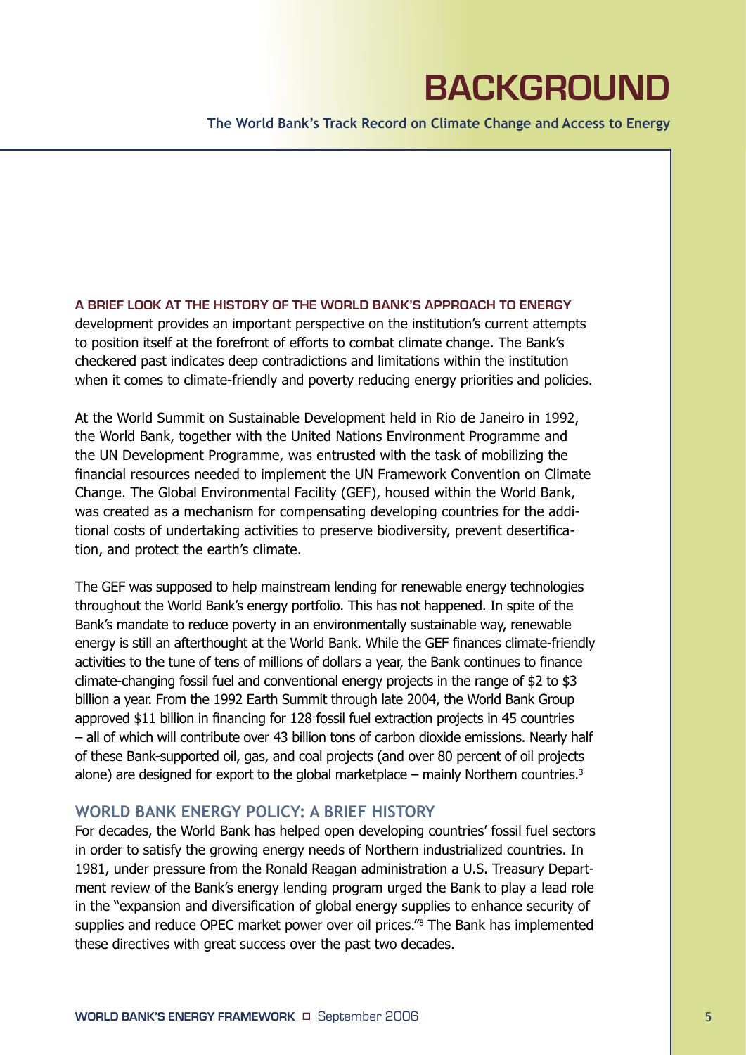# BACKGROUND

**The World Bank's Track Record on Climate Change and Access to Energy**

**A BRIEF LOOK AT THE HISTORY OF THE WORLD BANK'S APPROACH TO ENERGY** development provides an important perspective on the institution's current attempts to position itself at the forefront of efforts to combat climate change. The Bank's checkered past indicates deep contradictions and limitations within the institution when it comes to climate-friendly and poverty reducing energy priorities and policies.

At the World Summit on Sustainable Development held in Rio de Janeiro in 1992, the World Bank, together with the United Nations Environment Programme and the UN Development Programme, was entrusted with the task of mobilizing the financial resources needed to implement the UN Framework Convention on Climate Change. The Global Environmental Facility (GEF), housed within the World Bank, was created as a mechanism for compensating developing countries for the additional costs of undertaking activities to preserve biodiversity, prevent desertification, and protect the earth's climate.

The GEF was supposed to help mainstream lending for renewable energy technologies throughout the World Bank's energy portfolio. This has not happened. In spite of the Bank's mandate to reduce poverty in an environmentally sustainable way, renewable energy is still an afterthought at the World Bank. While the GEF finances climate-friendly activities to the tune of tens of millions of dollars a year, the Bank continues to finance climate-changing fossil fuel and conventional energy projects in the range of $2 to $3 billion a year. From the 1992 Earth Summit through late 2004, the World Bank Group approved $11 billion in financing for 128 fossil fuel extraction projects in 45 countries – all of which will contribute over 43 billion tons of carbon dioxide emissions. Nearly half of these Bank-supported oil, gas, and coal projects (and over 80 percent of oil projects alone) are designed for export to the global marketplace – mainly Northern countries.[3]

## WORLD BANK ENERGY POLICY: A BRIEF HISTORY

For decades, the World Bank has helped open developing countries' fossil fuel sectors in order to satisfy the growing energy needs of Northern industrialized countries. In 1981, under pressure from the Ronald Reagan administration a U.S. Treasury Department review of the Bank's energy lending program urged the Bank to play a lead role in the "expansion and diversification of global energy supplies to enhance security of supplies and reduce OPEC market power over oil prices."[8] The Bank has implemented these directives with great success over the past two decades.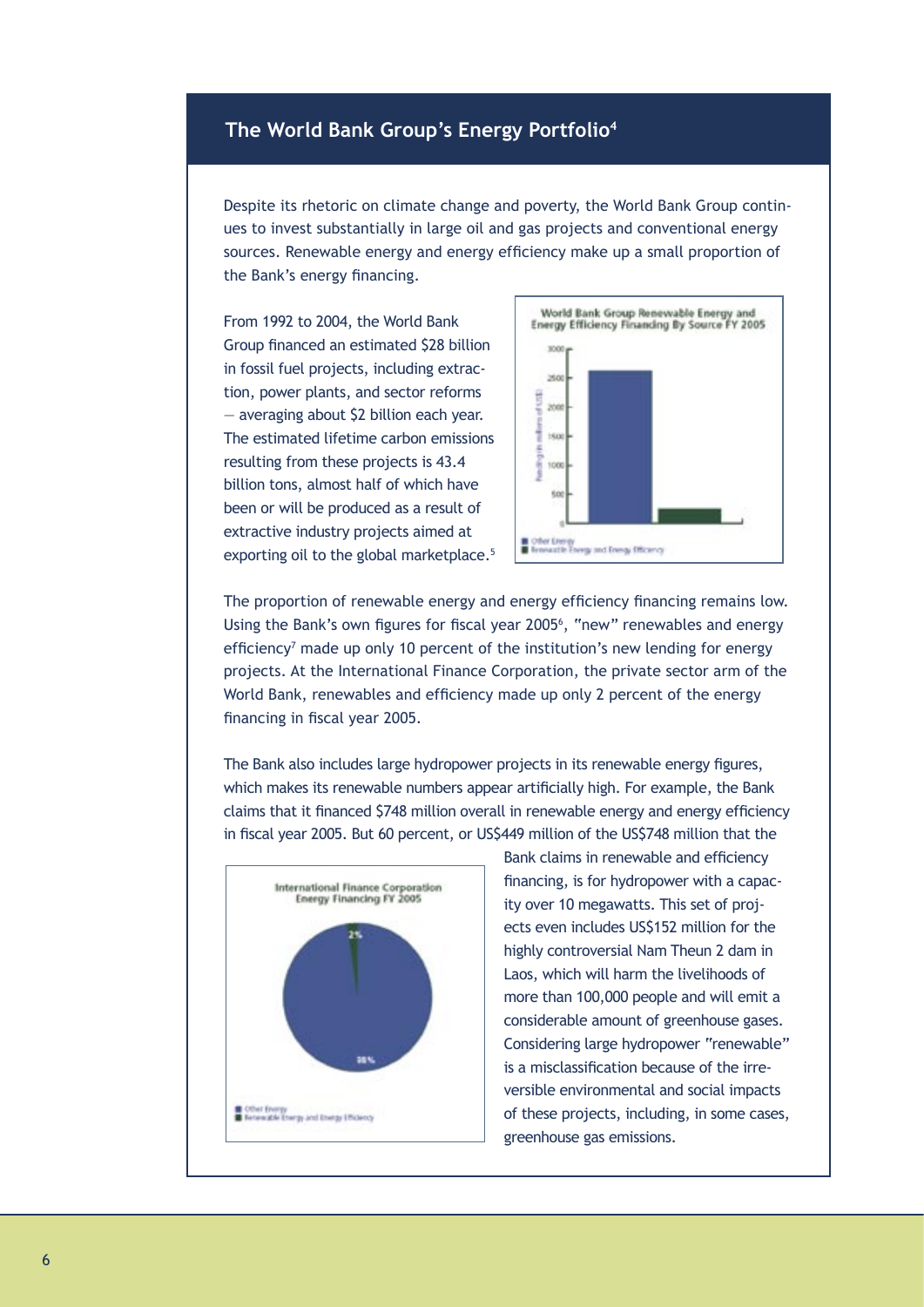## The World Bank Group's Energy Portfolio[4]

Despite its rhetoric on climate change and poverty, the World Bank Group continues to invest substantially in large oil and gas projects and conventional energy sources. Renewable energy and energy efficiency make up a small proportion of the Bank's energy financing.

From 1992 to 2004, the World Bank Group financed an estimated $28 billion in fossil fuel projects, including extraction, power plants, and sector reforms — averaging about $2 billion each year. The estimated lifetime carbon emissions resulting from these projects is 43.4 billion tons, almost half of which have been or will be produced as a result of extractive industry projects aimed at exporting oil to the global marketplace.[5]

World Bank Group Renewable Energy and Energy Efficiency Financing By Source FY 2005

The proportion of renewable energy and energy efficiency financing remains low. Using the Bank's own figures for fiscal year 2005[6], "new" renewables and energy efficiency[7] made up only 10 percent of the institution's new lending for energy projects. At the International Finance Corporation, the private sector arm of the World Bank, renewables and efficiency made up only 2 percent of the energy financing in fiscal year 2005.

The Bank also includes large hydropower projects in its renewable energy figures, which makes its renewable numbers appear artificially high. For example, the Bank claims that it financed $748 million overall in renewable energy and energy efficiency in fiscal year 2005. But 60 percent, or US$449 million of the US$748 million that the Bank claims in renewable and efficiency financing, is for hydropower with a capacity over 10 megawatts. This set of projects even includes US$152 million for the highly controversial Nam Theun 2 dam in Laos, which will harm the livelihoods of more than 100,000 people and will emit a considerable amount of greenhouse gases. Considering large hydropower "renewable" is a misclassification because of the irreversible environmental and social impacts of these projects, including, in some cases, greenhouse gas emissions.

International Finance Corporation Energy Financing FY 2005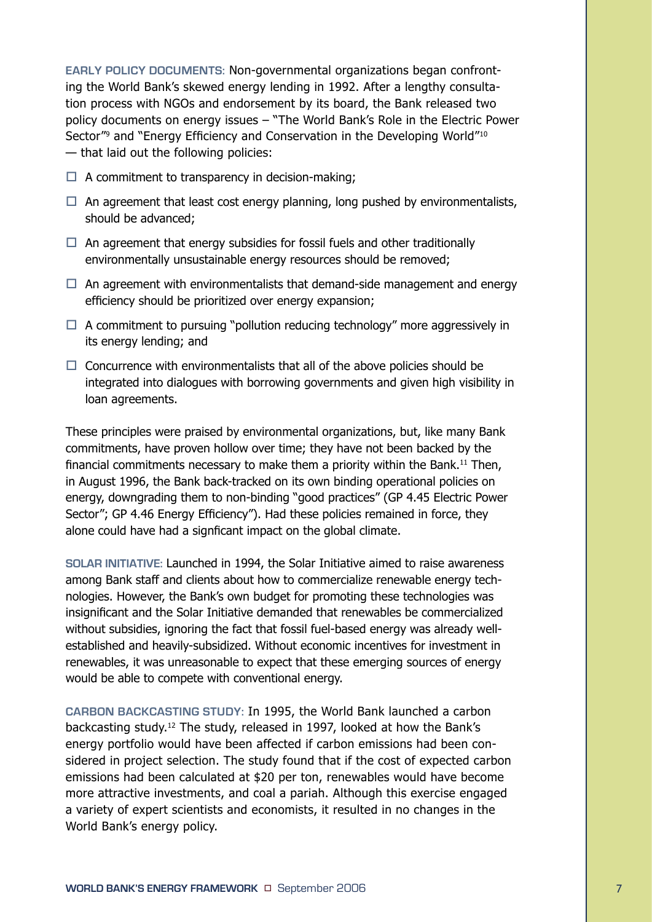**EARLY POLICY DOCUMENTS:** Non-governmental organizations began confronting the World Bank's skewed energy lending in 1992. After a lengthy consultation process with NGOs and endorsement by its board, the Bank released two policy documents on energy issues – "The World Bank's Role in the Electric Power Sector"[9] and "Energy Efficiency and Conservation in the Developing World"[10] — that laid out the following policies:

- A commitment to transparency in decision-making;
- An agreement that least cost energy planning, long pushed by environmentalists, should be advanced;
- An agreement that energy subsidies for fossil fuels and other traditionally environmentally unsustainable energy resources should be removed;
- An agreement with environmentalists that demand-side management and energy efficiency should be prioritized over energy expansion;
- A commitment to pursuing "pollution reducing technology" more aggressively in its energy lending; and
- Concurrence with environmentalists that all of the above policies should be integrated into dialogues with borrowing governments and given high visibility in loan agreements.

These principles were praised by environmental organizations, but, like many Bank commitments, have proven hollow over time; they have not been backed by the financial commitments necessary to make them a priority within the Bank.[11] Then, in August 1996, the Bank back-tracked on its own binding operational policies on energy, downgrading them to non-binding "good practices" (GP 4.45 Electric Power Sector"; GP 4.46 Energy Efficiency"). Had these policies remained in force, they alone could have had a signficant impact on the global climate.

**SOLAR INITIATIVE:** Launched in 1994, the Solar Initiative aimed to raise awareness among Bank staff and clients about how to commercialize renewable energy technologies. However, the Bank's own budget for promoting these technologies was insignificant and the Solar Initiative demanded that renewables be commercialized without subsidies, ignoring the fact that fossil fuel-based energy was already well-established and heavily-subsidized. Without economic incentives for investment in renewables, it was unreasonable to expect that these emerging sources of energy would be able to compete with conventional energy.

**CARBON BACKCASTING STUDY:** In 1995, the World Bank launched a carbon backcasting study.[12] The study, released in 1997, looked at how the Bank's energy portfolio would have been affected if carbon emissions had been considered in project selection. The study found that if the cost of expected carbon emissions had been calculated at $20 per ton, renewables would have become more attractive investments, and coal a pariah. Although this exercise engaged a variety of expert scientists and economists, it resulted in no changes in the World Bank's energy policy.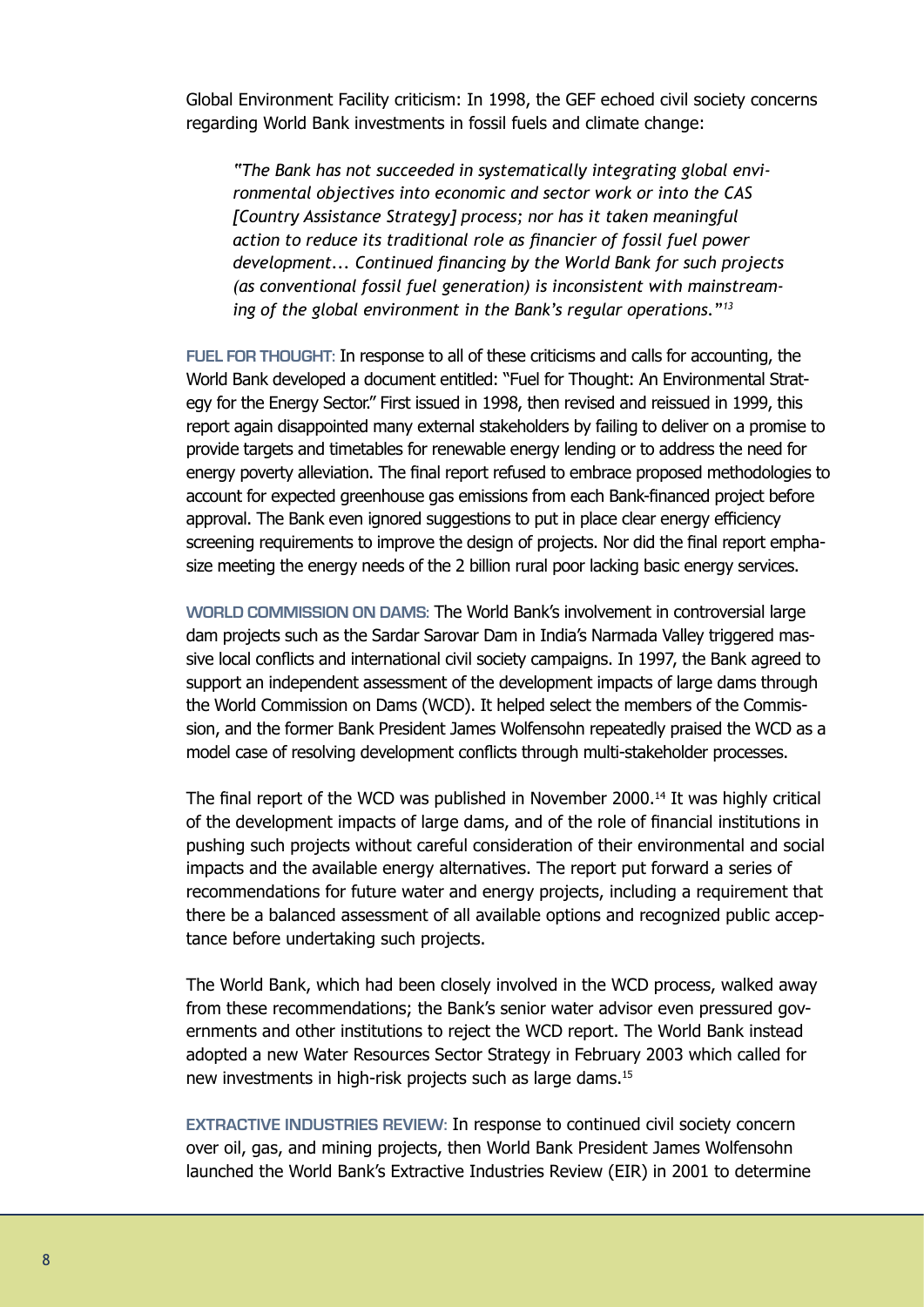Global Environment Facility criticism: In 1998, the GEF echoed civil society concerns regarding World Bank investments in fossil fuels and climate change:

> *"The Bank has not succeeded in systematically integrating global environmental objectives into economic and sector work or into the CAS [Country Assistance Strategy] process; nor has it taken meaningful action to reduce its traditional role as financier of fossil fuel power development... Continued financing by the World Bank for such projects (as conventional fossil fuel generation) is inconsistent with mainstreaming of the global environment in the Bank's regular operations."[13]*

**FUEL FOR THOUGHT:** In response to all of these criticisms and calls for accounting, the World Bank developed a document entitled: "Fuel for Thought: An Environmental Strategy for the Energy Sector." First issued in 1998, then revised and reissued in 1999, this report again disappointed many external stakeholders by failing to deliver on a promise to provide targets and timetables for renewable energy lending or to address the need for energy poverty alleviation. The final report refused to embrace proposed methodologies to account for expected greenhouse gas emissions from each Bank-financed project before approval. The Bank even ignored suggestions to put in place clear energy efficiency screening requirements to improve the design of projects. Nor did the final report emphasize meeting the energy needs of the 2 billion rural poor lacking basic energy services.

**WORLD COMMISSION ON DAMS:** The World Bank's involvement in controversial large dam projects such as the Sardar Sarovar Dam in India's Narmada Valley triggered massive local conflicts and international civil society campaigns. In 1997, the Bank agreed to support an independent assessment of the development impacts of large dams through the World Commission on Dams (WCD). It helped select the members of the Commission, and the former Bank President James Wolfensohn repeatedly praised the WCD as a model case of resolving development conflicts through multi-stakeholder processes.

The final report of the WCD was published in November 2000.[14] It was highly critical of the development impacts of large dams, and of the role of financial institutions in pushing such projects without careful consideration of their environmental and social impacts and the available energy alternatives. The report put forward a series of recommendations for future water and energy projects, including a requirement that there be a balanced assessment of all available options and recognized public acceptance before undertaking such projects.

The World Bank, which had been closely involved in the WCD process, walked away from these recommendations; the Bank's senior water advisor even pressured governments and other institutions to reject the WCD report. The World Bank instead adopted a new Water Resources Sector Strategy in February 2003 which called for new investments in high-risk projects such as large dams.[15]

**EXTRACTIVE INDUSTRIES REVIEW:** In response to continued civil society concern over oil, gas, and mining projects, then World Bank President James Wolfensohn launched the World Bank's Extractive Industries Review (EIR) in 2001 to determine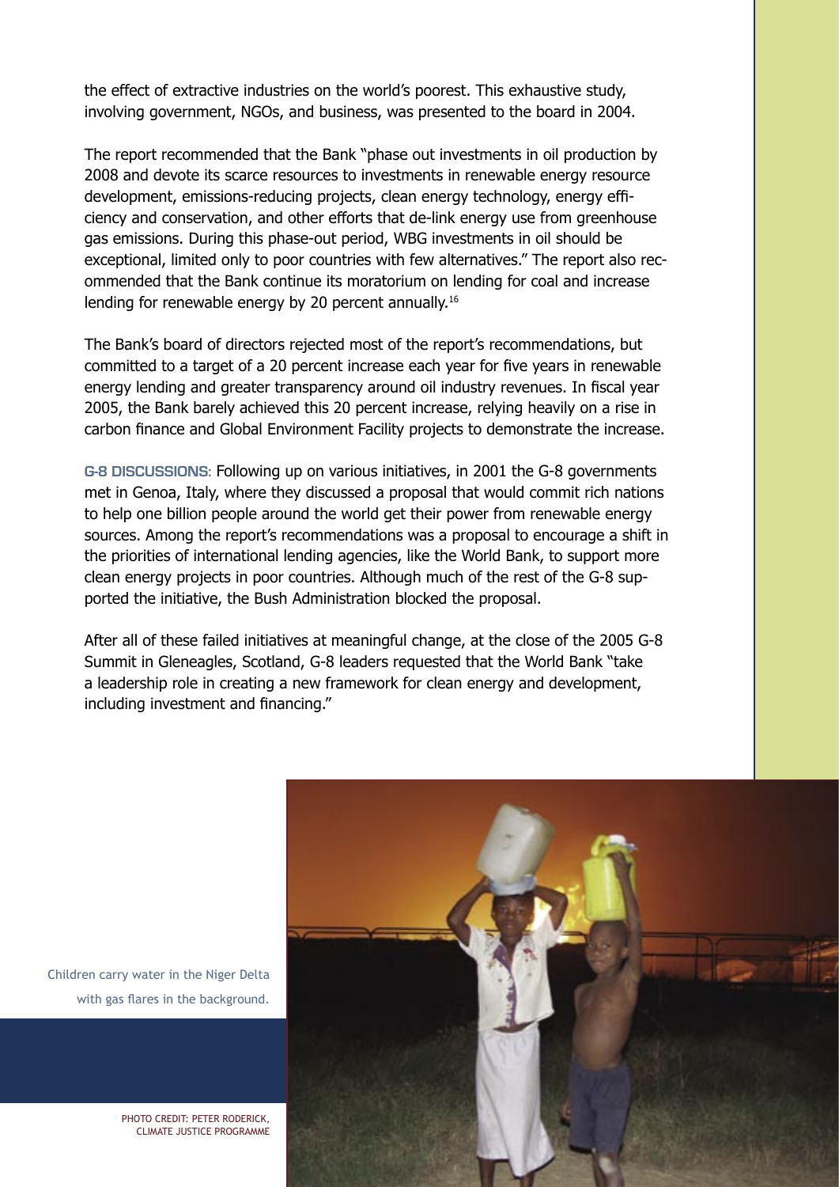the effect of extractive industries on the world's poorest. This exhaustive study, involving government, NGOs, and business, was presented to the board in 2004.

The report recommended that the Bank "phase out investments in oil production by 2008 and devote its scarce resources to investments in renewable energy resource development, emissions-reducing projects, clean energy technology, energy efficiency and conservation, and other efforts that de-link energy use from greenhouse gas emissions. During this phase-out period, WBG investments in oil should be exceptional, limited only to poor countries with few alternatives." The report also recommended that the Bank continue its moratorium on lending for coal and increase lending for renewable energy by 20 percent annually.[16]

The Bank's board of directors rejected most of the report's recommendations, but committed to a target of a 20 percent increase each year for five years in renewable energy lending and greater transparency around oil industry revenues. In fiscal year 2005, the Bank barely achieved this 20 percent increase, relying heavily on a rise in carbon finance and Global Environment Facility projects to demonstrate the increase.

**G-8 DISCUSSIONS:** Following up on various initiatives, in 2001 the G-8 governments met in Genoa, Italy, where they discussed a proposal that would commit rich nations to help one billion people around the world get their power from renewable energy sources. Among the report's recommendations was a proposal to encourage a shift in the priorities of international lending agencies, like the World Bank, to support more clean energy projects in poor countries. Although much of the rest of the G-8 supported the initiative, the Bush Administration blocked the proposal.

After all of these failed initiatives at meaningful change, at the close of the 2005 G-8 Summit in Gleneagles, Scotland, G-8 leaders requested that the World Bank "take a leadership role in creating a new framework for clean energy and development, including investment and financing."

Children carry water in the Niger Delta with gas flares in the background.

PHOTO CREDIT: PETER RODERICK, CLIMATE JUSTICE PROGRAMME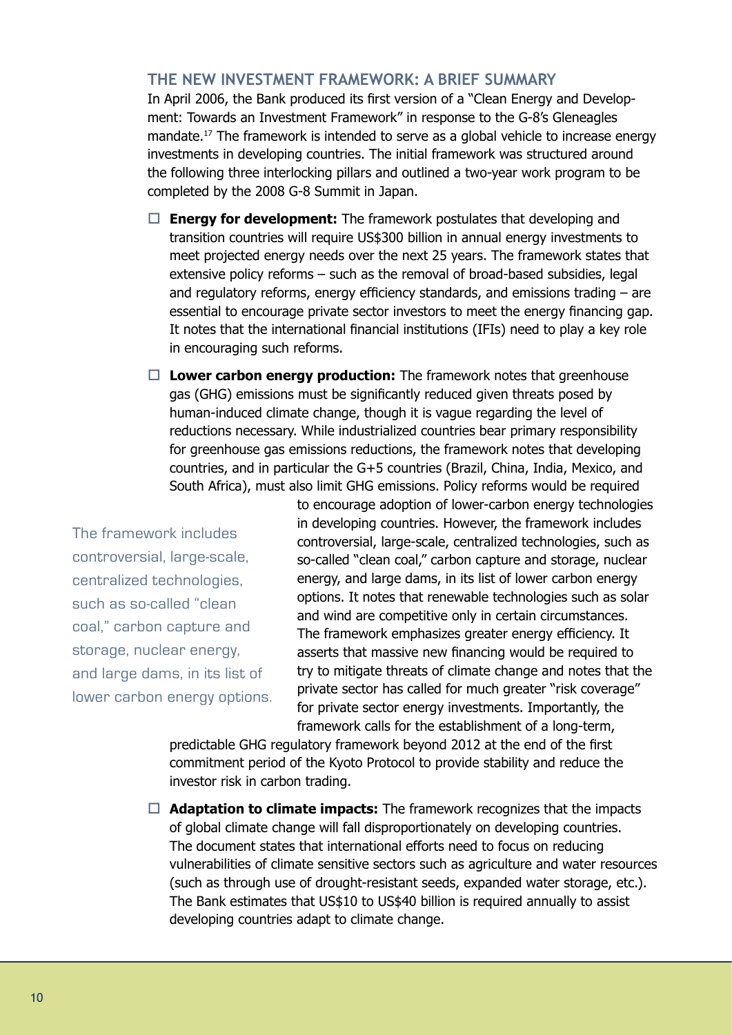## THE NEW INVESTMENT FRAMEWORK: A BRIEF SUMMARY

In April 2006, the Bank produced its first version of a "Clean Energy and Development: Towards an Investment Framework" in response to the G-8's Gleneagles mandate.[17] The framework is intended to serve as a global vehicle to increase energy investments in developing countries. The initial framework was structured around the following three interlocking pillars and outlined a two-year work program to be completed by the 2008 G-8 Summit in Japan.

- **Energy for development:** The framework postulates that developing and transition countries will require US$300 billion in annual energy investments to meet projected energy needs over the next 25 years. The framework states that extensive policy reforms – such as the removal of broad-based subsidies, legal and regulatory reforms, energy efficiency standards, and emissions trading – are essential to encourage private sector investors to meet the energy financing gap. It notes that the international financial institutions (IFIs) need to play a key role in encouraging such reforms.

- **Lower carbon energy production:** The framework notes that greenhouse gas (GHG) emissions must be significantly reduced given threats posed by human-induced climate change, though it is vague regarding the level of reductions necessary. While industrialized countries bear primary responsibility for greenhouse gas emissions reductions, the framework notes that developing countries, and in particular the G+5 countries (Brazil, China, India, Mexico, and South Africa), must also limit GHG emissions. Policy reforms would be required to encourage adoption of lower-carbon energy technologies in developing countries. However, the framework includes controversial, large-scale, centralized technologies, such as so-called "clean coal," carbon capture and storage, nuclear energy, and large dams, in its list of lower carbon energy options. It notes that renewable technologies such as solar and wind are competitive only in certain circumstances. The framework emphasizes greater energy efficiency. It asserts that massive new financing would be required to try to mitigate threats of climate change and notes that the private sector has called for much greater "risk coverage" for private sector energy investments. Importantly, the framework calls for the establishment of a long-term, predictable GHG regulatory framework beyond 2012 at the end of the first commitment period of the Kyoto Protocol to provide stability and reduce the investor risk in carbon trading.

- **Adaptation to climate impacts:** The framework recognizes that the impacts of global climate change will fall disproportionately on developing countries. The document states that international efforts need to focus on reducing vulnerabilities of climate sensitive sectors such as agriculture and water resources (such as through use of drought-resistant seeds, expanded water storage, etc.). The Bank estimates that US$10 to US$40 billion is required annually to assist developing countries adapt to climate change.

> The framework includes controversial, large-scale, centralized technologies, such as so-called "clean coal," carbon capture and storage, nuclear energy, and large dams, in its list of lower carbon energy options.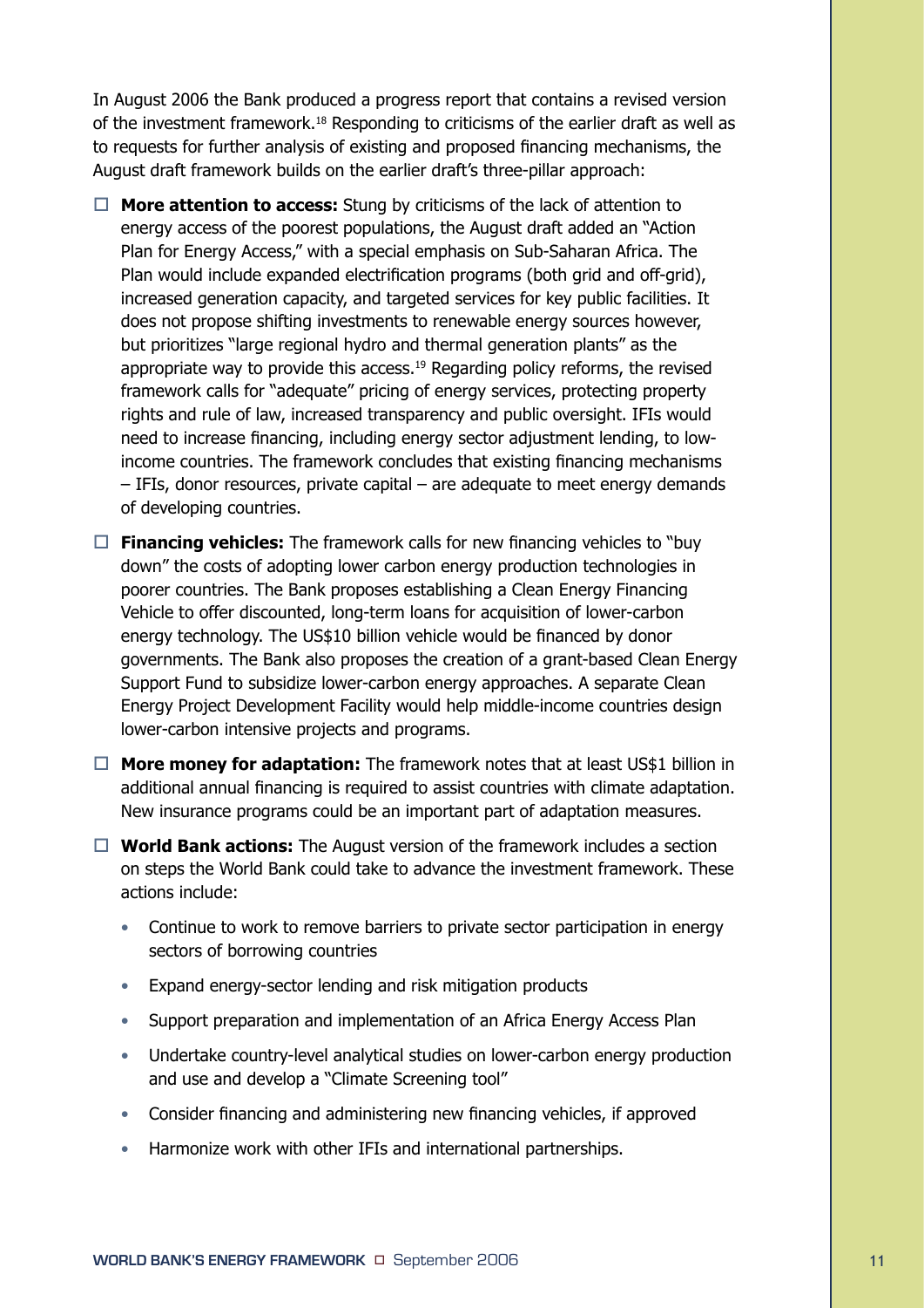In August 2006 the Bank produced a progress report that contains a revised version of the investment framework.[18] Responding to criticisms of the earlier draft as well as to requests for further analysis of existing and proposed financing mechanisms, the August draft framework builds on the earlier draft's three-pillar approach:

- **More attention to access:** Stung by criticisms of the lack of attention to energy access of the poorest populations, the August draft added an "Action Plan for Energy Access," with a special emphasis on Sub-Saharan Africa. The Plan would include expanded electrification programs (both grid and off-grid), increased generation capacity, and targeted services for key public facilities. It does not propose shifting investments to renewable energy sources however, but prioritizes "large regional hydro and thermal generation plants" as the appropriate way to provide this access.[19] Regarding policy reforms, the revised framework calls for "adequate" pricing of energy services, protecting property rights and rule of law, increased transparency and public oversight. IFIs would need to increase financing, including energy sector adjustment lending, to low-income countries. The framework concludes that existing financing mechanisms – IFIs, donor resources, private capital – are adequate to meet energy demands of developing countries.

- **Financing vehicles:** The framework calls for new financing vehicles to "buy down" the costs of adopting lower carbon energy production technologies in poorer countries. The Bank proposes establishing a Clean Energy Financing Vehicle to offer discounted, long-term loans for acquisition of lower-carbon energy technology. The US$10 billion vehicle would be financed by donor governments. The Bank also proposes the creation of a grant-based Clean Energy Support Fund to subsidize lower-carbon energy approaches. A separate Clean Energy Project Development Facility would help middle-income countries design lower-carbon intensive projects and programs.

- **More money for adaptation:** The framework notes that at least US$1 billion in additional annual financing is required to assist countries with climate adaptation. New insurance programs could be an important part of adaptation measures.

- **World Bank actions:** The August version of the framework includes a section on steps the World Bank could take to advance the investment framework. These actions include:
  - Continue to work to remove barriers to private sector participation in energy sectors of borrowing countries
  - Expand energy-sector lending and risk mitigation products
  - Support preparation and implementation of an Africa Energy Access Plan
  - Undertake country-level analytical studies on lower-carbon energy production and use and develop a "Climate Screening tool"
  - Consider financing and administering new financing vehicles, if approved
  - Harmonize work with other IFIs and international partnerships.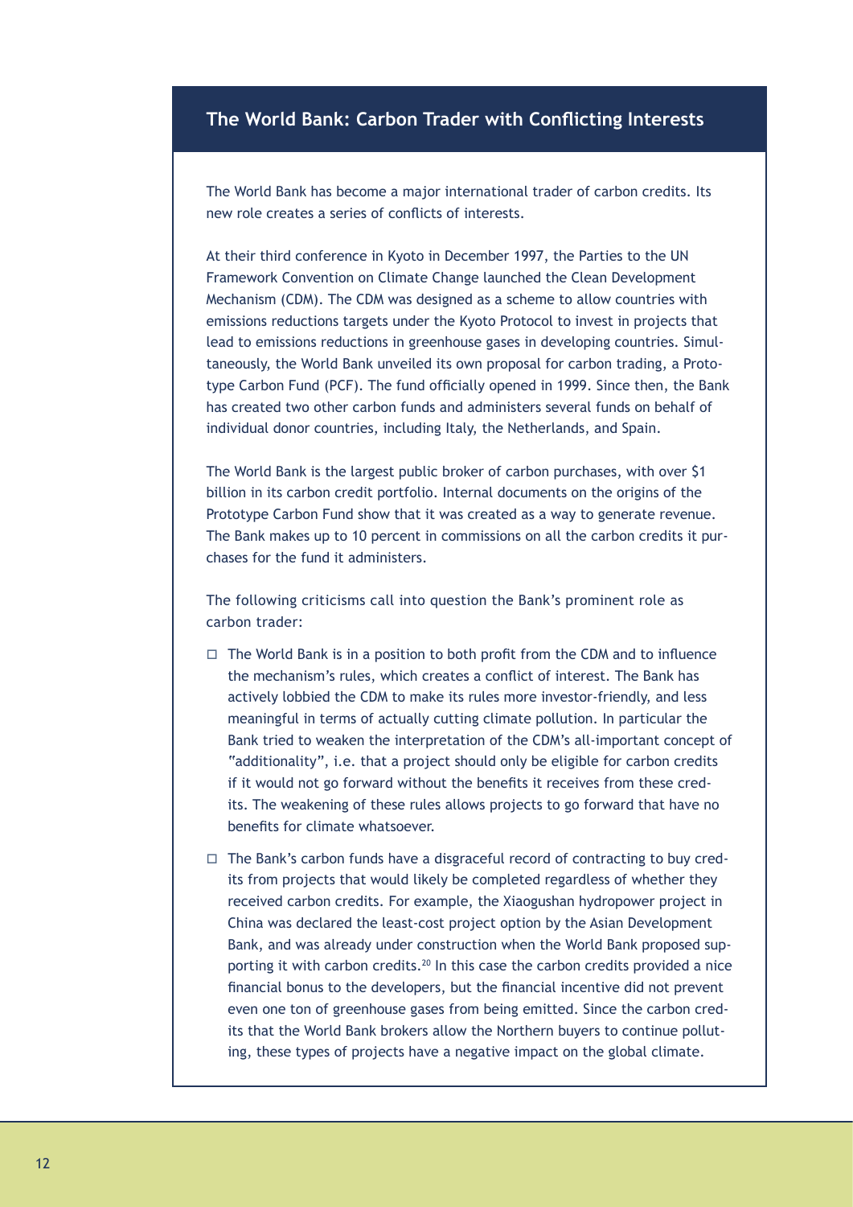## The World Bank: Carbon Trader with Conflicting Interests

The World Bank has become a major international trader of carbon credits. Its new role creates a series of conflicts of interests.

At their third conference in Kyoto in December 1997, the Parties to the UN Framework Convention on Climate Change launched the Clean Development Mechanism (CDM). The CDM was designed as a scheme to allow countries with emissions reductions targets under the Kyoto Protocol to invest in projects that lead to emissions reductions in greenhouse gases in developing countries. Simultaneously, the World Bank unveiled its own proposal for carbon trading, a Prototype Carbon Fund (PCF). The fund officially opened in 1999. Since then, the Bank has created two other carbon funds and administers several funds on behalf of individual donor countries, including Italy, the Netherlands, and Spain.

The World Bank is the largest public broker of carbon purchases, with over $1 billion in its carbon credit portfolio. Internal documents on the origins of the Prototype Carbon Fund show that it was created as a way to generate revenue. The Bank makes up to 10 percent in commissions on all the carbon credits it purchases for the fund it administers.

The following criticisms call into question the Bank's prominent role as carbon trader:

- The World Bank is in a position to both profit from the CDM and to influence the mechanism's rules, which creates a conflict of interest. The Bank has actively lobbied the CDM to make its rules more investor-friendly, and less meaningful in terms of actually cutting climate pollution. In particular the Bank tried to weaken the interpretation of the CDM's all-important concept of "additionality", i.e. that a project should only be eligible for carbon credits if it would not go forward without the benefits it receives from these credits. The weakening of these rules allows projects to go forward that have no benefits for climate whatsoever.
- The Bank's carbon funds have a disgraceful record of contracting to buy credits from projects that would likely be completed regardless of whether they received carbon credits. For example, the Xiaogushan hydropower project in China was declared the least-cost project option by the Asian Development Bank, and was already under construction when the World Bank proposed supporting it with carbon credits.[20] In this case the carbon credits provided a nice financial bonus to the developers, but the financial incentive did not prevent even one ton of greenhouse gases from being emitted. Since the carbon credits that the World Bank brokers allow the Northern buyers to continue polluting, these types of projects have a negative impact on the global climate.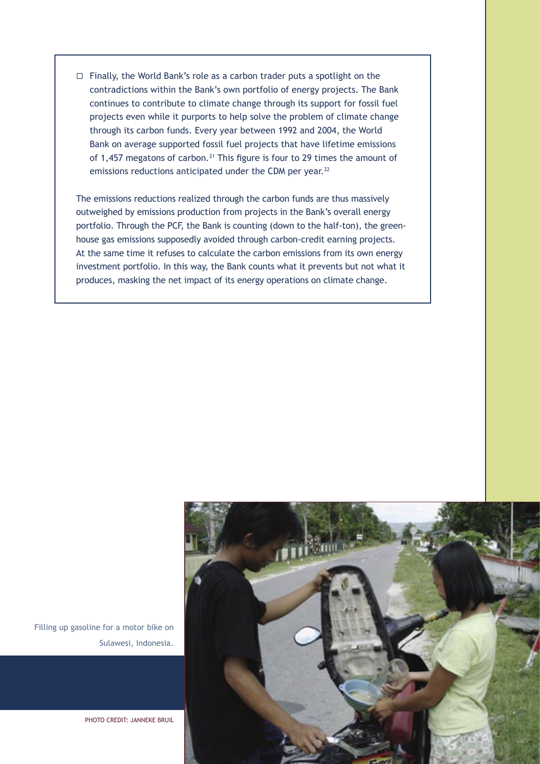- Finally, the World Bank's role as a carbon trader puts a spotlight on the contradictions within the Bank's own portfolio of energy projects. The Bank continues to contribute to climate change through its support for fossil fuel projects even while it purports to help solve the problem of climate change through its carbon funds. Every year between 1992 and 2004, the World Bank on average supported fossil fuel projects that have lifetime emissions of 1,457 megatons of carbon.[21] This figure is four to 29 times the amount of emissions reductions anticipated under the CDM per year.[22]

The emissions reductions realized through the carbon funds are thus massively outweighed by emissions production from projects in the Bank's overall energy portfolio. Through the PCF, the Bank is counting (down to the half-ton), the greenhouse gas emissions supposedly avoided through carbon-credit earning projects. At the same time it refuses to calculate the carbon emissions from its own energy investment portfolio. In this way, the Bank counts what it prevents but not what it produces, masking the net impact of its energy operations on climate change.

Filling up gasoline for a motor bike on Sulawesi, Indonesia.

PHOTO CREDIT: JANNEKE BRUIL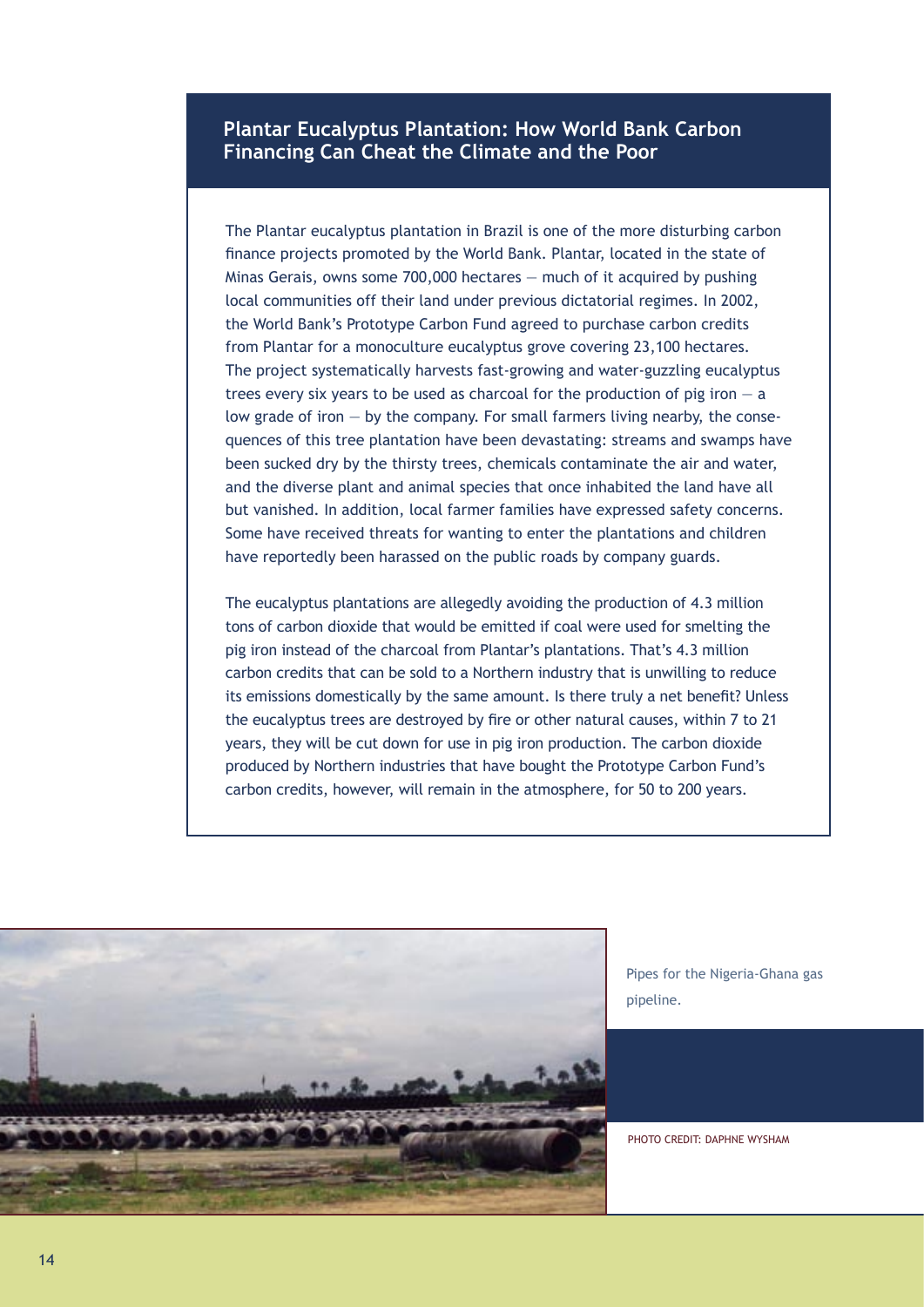## Plantar Eucalyptus Plantation: How World Bank Carbon Financing Can Cheat the Climate and the Poor

The Plantar eucalyptus plantation in Brazil is one of the more disturbing carbon finance projects promoted by the World Bank. Plantar, located in the state of Minas Gerais, owns some 700,000 hectares — much of it acquired by pushing local communities off their land under previous dictatorial regimes. In 2002, the World Bank's Prototype Carbon Fund agreed to purchase carbon credits from Plantar for a monoculture eucalyptus grove covering 23,100 hectares. The project systematically harvests fast-growing and water-guzzling eucalyptus trees every six years to be used as charcoal for the production of pig iron — a low grade of iron — by the company. For small farmers living nearby, the consequences of this tree plantation have been devastating: streams and swamps have been sucked dry by the thirsty trees, chemicals contaminate the air and water, and the diverse plant and animal species that once inhabited the land have all but vanished. In addition, local farmer families have expressed safety concerns. Some have received threats for wanting to enter the plantations and children have reportedly been harassed on the public roads by company guards.

The eucalyptus plantations are allegedly avoiding the production of 4.3 million tons of carbon dioxide that would be emitted if coal were used for smelting the pig iron instead of the charcoal from Plantar's plantations. That's 4.3 million carbon credits that can be sold to a Northern industry that is unwilling to reduce its emissions domestically by the same amount. Is there truly a net benefit? Unless the eucalyptus trees are destroyed by fire or other natural causes, within 7 to 21 years, they will be cut down for use in pig iron production. The carbon dioxide produced by Northern industries that have bought the Prototype Carbon Fund's carbon credits, however, will remain in the atmosphere, for 50 to 200 years.

Pipes for the Nigeria-Ghana gas pipeline.

PHOTO CREDIT: DAPHNE WYSHAM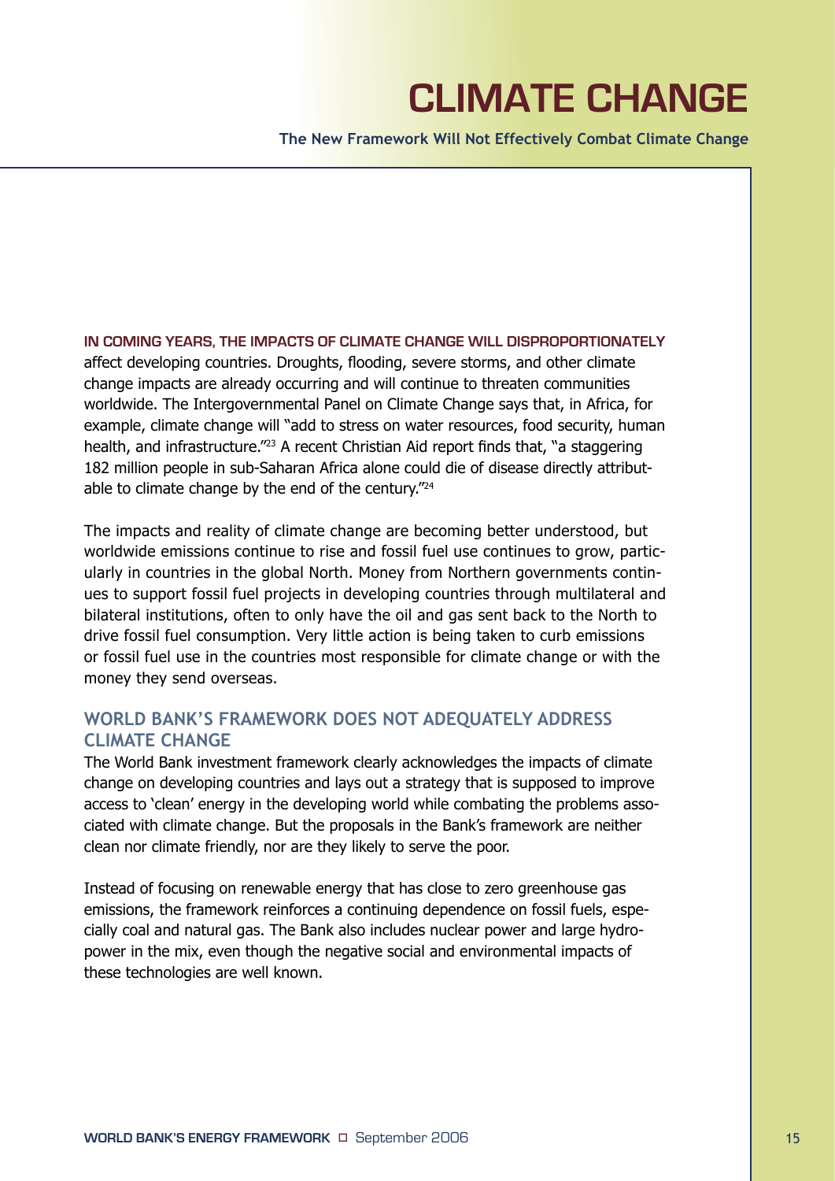# CLIMATE CHANGE

**The New Framework Will Not Effectively Combat Climate Change**

**IN COMING YEARS, THE IMPACTS OF CLIMATE CHANGE WILL DISPROPORTIONATELY** affect developing countries. Droughts, flooding, severe storms, and other climate change impacts are already occurring and will continue to threaten communities worldwide. The Intergovernmental Panel on Climate Change says that, in Africa, for example, climate change will "add to stress on water resources, food security, human health, and infrastructure."[23] A recent Christian Aid report finds that, "a staggering 182 million people in sub-Saharan Africa alone could die of disease directly attributable to climate change by the end of the century."[24]

The impacts and reality of climate change are becoming better understood, but worldwide emissions continue to rise and fossil fuel use continues to grow, particularly in countries in the global North. Money from Northern governments continues to support fossil fuel projects in developing countries through multilateral and bilateral institutions, often to only have the oil and gas sent back to the North to drive fossil fuel consumption. Very little action is being taken to curb emissions or fossil fuel use in the countries most responsible for climate change or with the money they send overseas.

## WORLD BANK'S FRAMEWORK DOES NOT ADEQUATELY ADDRESS CLIMATE CHANGE

The World Bank investment framework clearly acknowledges the impacts of climate change on developing countries and lays out a strategy that is supposed to improve access to 'clean' energy in the developing world while combating the problems associated with climate change. But the proposals in the Bank's framework are neither clean nor climate friendly, nor are they likely to serve the poor.

Instead of focusing on renewable energy that has close to zero greenhouse gas emissions, the framework reinforces a continuing dependence on fossil fuels, especially coal and natural gas. The Bank also includes nuclear power and large hydropower in the mix, even though the negative social and environmental impacts of these technologies are well known.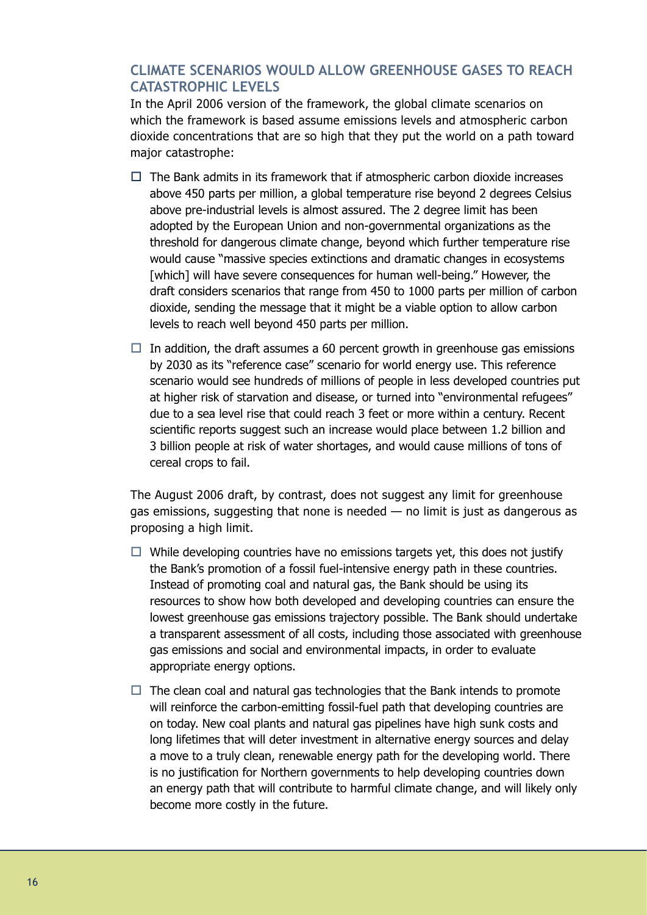## CLIMATE SCENARIOS WOULD ALLOW GREENHOUSE GASES TO REACH CATASTROPHIC LEVELS

In the April 2006 version of the framework, the global climate scenarios on which the framework is based assume emissions levels and atmospheric carbon dioxide concentrations that are so high that they put the world on a path toward major catastrophe:

- The Bank admits in its framework that if atmospheric carbon dioxide increases above 450 parts per million, a global temperature rise beyond 2 degrees Celsius above pre-industrial levels is almost assured. The 2 degree limit has been adopted by the European Union and non-governmental organizations as the threshold for dangerous climate change, beyond which further temperature rise would cause "massive species extinctions and dramatic changes in ecosystems [which] will have severe consequences for human well-being." However, the draft considers scenarios that range from 450 to 1000 parts per million of carbon dioxide, sending the message that it might be a viable option to allow carbon levels to reach well beyond 450 parts per million.

- In addition, the draft assumes a 60 percent growth in greenhouse gas emissions by 2030 as its "reference case" scenario for world energy use. This reference scenario would see hundreds of millions of people in less developed countries put at higher risk of starvation and disease, or turned into "environmental refugees" due to a sea level rise that could reach 3 feet or more within a century. Recent scientific reports suggest such an increase would place between 1.2 billion and 3 billion people at risk of water shortages, and would cause millions of tons of cereal crops to fail.

The August 2006 draft, by contrast, does not suggest any limit for greenhouse gas emissions, suggesting that none is needed — no limit is just as dangerous as proposing a high limit.

- While developing countries have no emissions targets yet, this does not justify the Bank's promotion of a fossil fuel-intensive energy path in these countries. Instead of promoting coal and natural gas, the Bank should be using its resources to show how both developed and developing countries can ensure the lowest greenhouse gas emissions trajectory possible. The Bank should undertake a transparent assessment of all costs, including those associated with greenhouse gas emissions and social and environmental impacts, in order to evaluate appropriate energy options.

- The clean coal and natural gas technologies that the Bank intends to promote will reinforce the carbon-emitting fossil-fuel path that developing countries are on today. New coal plants and natural gas pipelines have high sunk costs and long lifetimes that will deter investment in alternative energy sources and delay a move to a truly clean, renewable energy path for the developing world. There is no justification for Northern governments to help developing countries down an energy path that will contribute to harmful climate change, and will likely only become more costly in the future.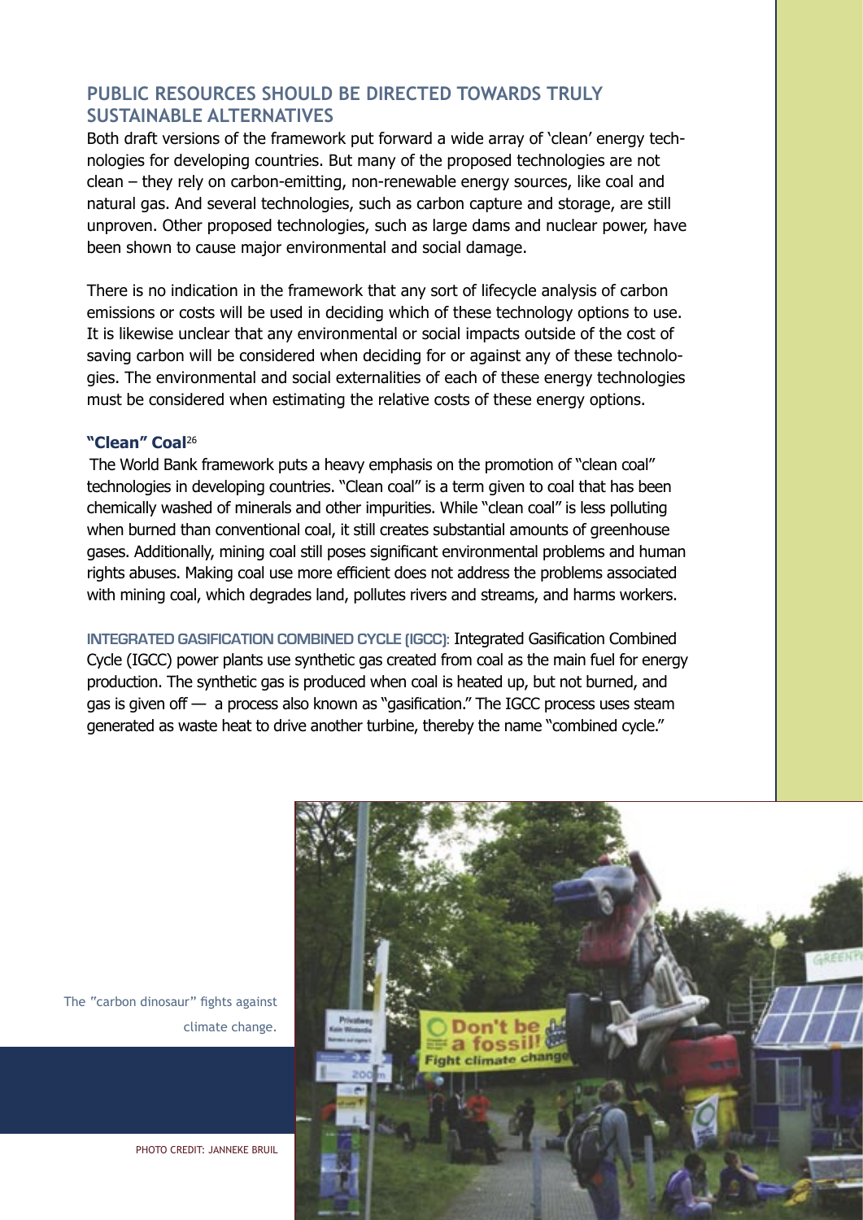## PUBLIC RESOURCES SHOULD BE DIRECTED TOWARDS TRULY SUSTAINABLE ALTERNATIVES

Both draft versions of the framework put forward a wide array of 'clean' energy technologies for developing countries. But many of the proposed technologies are not clean – they rely on carbon-emitting, non-renewable energy sources, like coal and natural gas. And several technologies, such as carbon capture and storage, are still unproven. Other proposed technologies, such as large dams and nuclear power, have been shown to cause major environmental and social damage.

There is no indication in the framework that any sort of lifecycle analysis of carbon emissions or costs will be used in deciding which of these technology options to use. It is likewise unclear that any environmental or social impacts outside of the cost of saving carbon will be considered when deciding for or against any of these technologies. The environmental and social externalities of each of these energy technologies must be considered when estimating the relative costs of these energy options.

### "Clean" Coal[26]

The World Bank framework puts a heavy emphasis on the promotion of "clean coal" technologies in developing countries. "Clean coal" is a term given to coal that has been chemically washed of minerals and other impurities. While "clean coal" is less polluting when burned than conventional coal, it still creates substantial amounts of greenhouse gases. Additionally, mining coal still poses significant environmental problems and human rights abuses. Making coal use more efficient does not address the problems associated with mining coal, which degrades land, pollutes rivers and streams, and harms workers.

**INTEGRATED GASIFICATION COMBINED CYCLE (IGCC):** Integrated Gasification Combined Cycle (IGCC) power plants use synthetic gas created from coal as the main fuel for energy production. The synthetic gas is produced when coal is heated up, but not burned, and gas is given off — a process also known as "gasification." The IGCC process uses steam generated as waste heat to drive another turbine, thereby the name "combined cycle."

The "carbon dinosaur" fights against climate change.

PHOTO CREDIT: JANNEKE BRUIL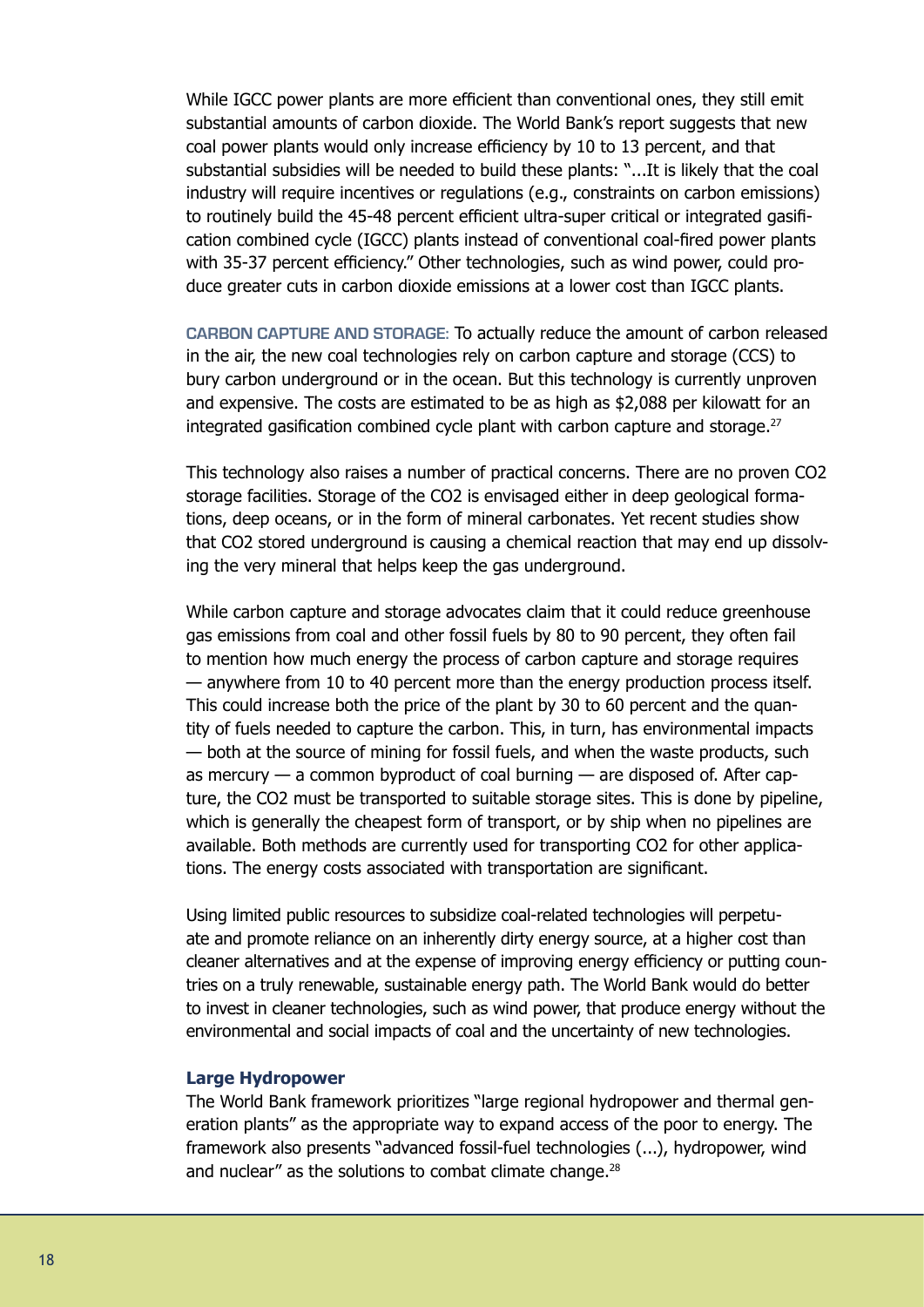While IGCC power plants are more efficient than conventional ones, they still emit substantial amounts of carbon dioxide. The World Bank's report suggests that new coal power plants would only increase efficiency by 10 to 13 percent, and that substantial subsidies will be needed to build these plants: "...It is likely that the coal industry will require incentives or regulations (e.g., constraints on carbon emissions) to routinely build the 45-48 percent efficient ultra-super critical or integrated gasification combined cycle (IGCC) plants instead of conventional coal-fired power plants with 35-37 percent efficiency." Other technologies, such as wind power, could produce greater cuts in carbon dioxide emissions at a lower cost than IGCC plants.

**CARBON CAPTURE AND STORAGE:** To actually reduce the amount of carbon released in the air, the new coal technologies rely on carbon capture and storage (CCS) to bury carbon underground or in the ocean. But this technology is currently unproven and expensive. The costs are estimated to be as high as $2,088 per kilowatt for an integrated gasification combined cycle plant with carbon capture and storage.[27]

This technology also raises a number of practical concerns. There are no proven $CO_2$ storage facilities. Storage of the $CO_2$ is envisaged either in deep geological formations, deep oceans, or in the form of mineral carbonates. Yet recent studies show that $CO_2$ stored underground is causing a chemical reaction that may end up dissolving the very mineral that helps keep the gas underground.

While carbon capture and storage advocates claim that it could reduce greenhouse gas emissions from coal and other fossil fuels by 80 to 90 percent, they often fail to mention how much energy the process of carbon capture and storage requires — anywhere from 10 to 40 percent more than the energy production process itself. This could increase both the price of the plant by 30 to 60 percent and the quantity of fuels needed to capture the carbon. This, in turn, has environmental impacts — both at the source of mining for fossil fuels, and when the waste products, such as mercury — a common byproduct of coal burning — are disposed of. After capture, the $CO_2$ must be transported to suitable storage sites. This is done by pipeline, which is generally the cheapest form of transport, or by ship when no pipelines are available. Both methods are currently used for transporting $CO_2$ for other applications. The energy costs associated with transportation are significant.

Using limited public resources to subsidize coal-related technologies will perpetuate and promote reliance on an inherently dirty energy source, at a higher cost than cleaner alternatives and at the expense of improving energy efficiency or putting countries on a truly renewable, sustainable energy path. The World Bank would do better to invest in cleaner technologies, such as wind power, that produce energy without the environmental and social impacts of coal and the uncertainty of new technologies.

### Large Hydropower

The World Bank framework prioritizes "large regional hydropower and thermal generation plants" as the appropriate way to expand access of the poor to energy. The framework also presents "advanced fossil-fuel technologies (...), hydropower, wind and nuclear" as the solutions to combat climate change.[28]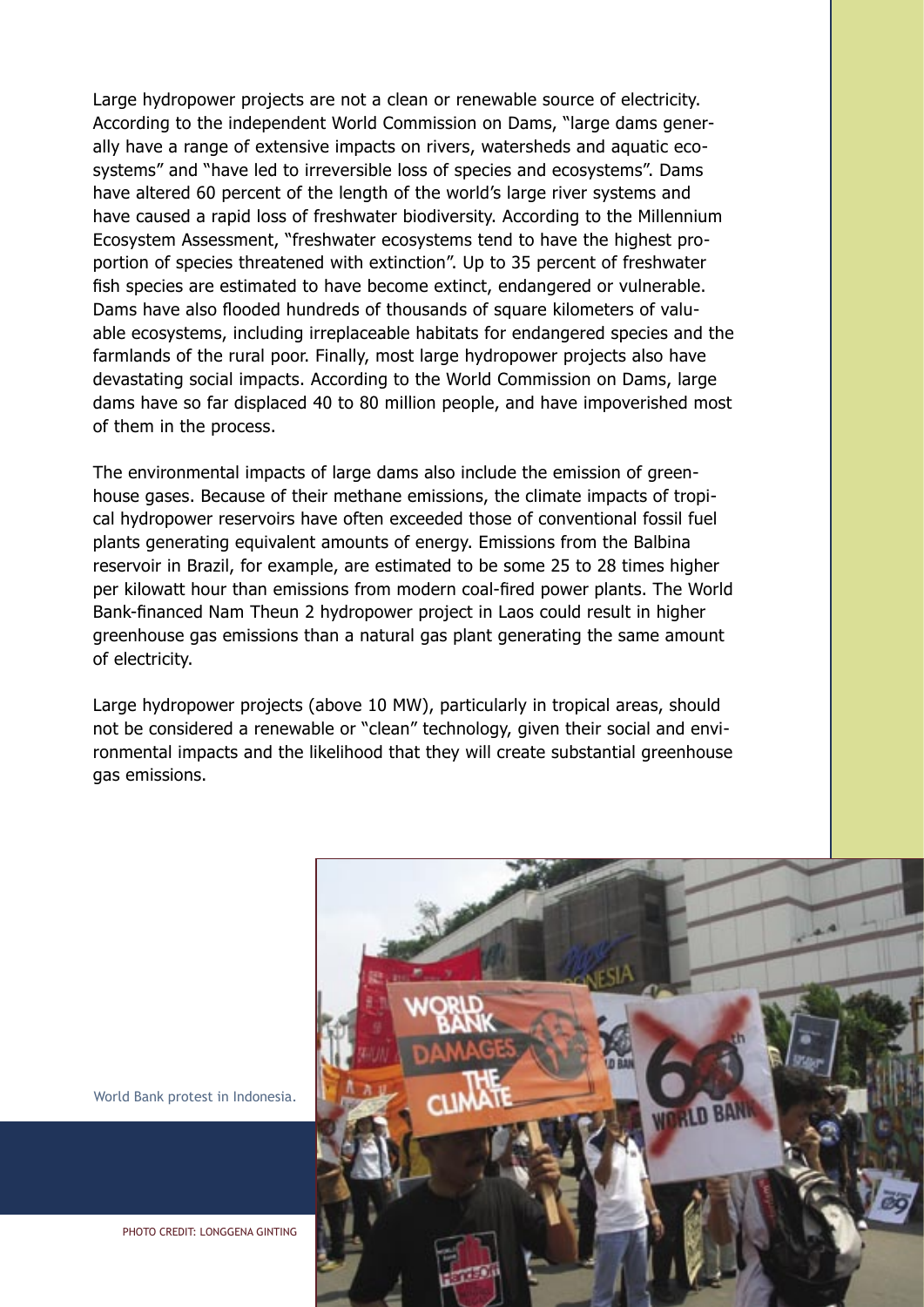Large hydropower projects are not a clean or renewable source of electricity. According to the independent World Commission on Dams, "large dams generally have a range of extensive impacts on rivers, watersheds and aquatic ecosystems" and "have led to irreversible loss of species and ecosystems". Dams have altered 60 percent of the length of the world's large river systems and have caused a rapid loss of freshwater biodiversity. According to the Millennium Ecosystem Assessment, "freshwater ecosystems tend to have the highest proportion of species threatened with extinction". Up to 35 percent of freshwater fish species are estimated to have become extinct, endangered or vulnerable. Dams have also flooded hundreds of thousands of square kilometers of valuable ecosystems, including irreplaceable habitats for endangered species and the farmlands of the rural poor. Finally, most large hydropower projects also have devastating social impacts. According to the World Commission on Dams, large dams have so far displaced 40 to 80 million people, and have impoverished most of them in the process.

The environmental impacts of large dams also include the emission of greenhouse gases. Because of their methane emissions, the climate impacts of tropical hydropower reservoirs have often exceeded those of conventional fossil fuel plants generating equivalent amounts of energy. Emissions from the Balbina reservoir in Brazil, for example, are estimated to be some 25 to 28 times higher per kilowatt hour than emissions from modern coal-fired power plants. The World Bank-financed Nam Theun 2 hydropower project in Laos could result in higher greenhouse gas emissions than a natural gas plant generating the same amount of electricity.

Large hydropower projects (above 10 MW), particularly in tropical areas, should not be considered a renewable or "clean" technology, given their social and environmental impacts and the likelihood that they will create substantial greenhouse gas emissions.

World Bank protest in Indonesia.

PHOTO CREDIT: LONGGENA GINTING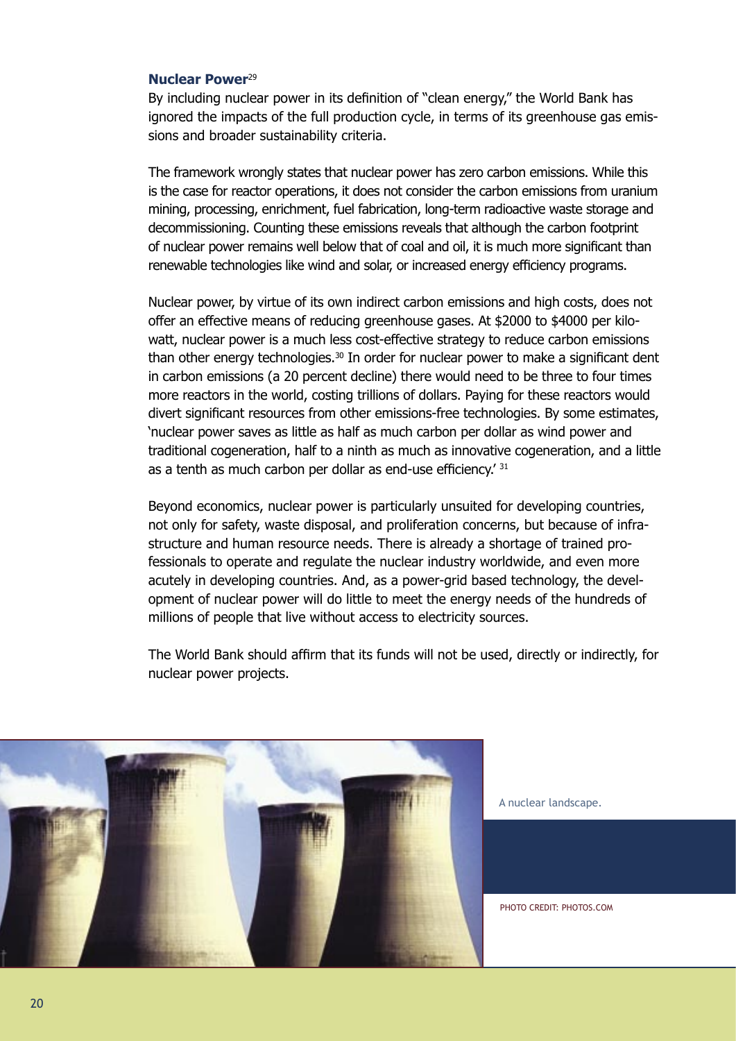### Nuclear Power[29]

By including nuclear power in its definition of "clean energy," the World Bank has ignored the impacts of the full production cycle, in terms of its greenhouse gas emissions and broader sustainability criteria.

The framework wrongly states that nuclear power has zero carbon emissions. While this is the case for reactor operations, it does not consider the carbon emissions from uranium mining, processing, enrichment, fuel fabrication, long-term radioactive waste storage and decommissioning. Counting these emissions reveals that although the carbon footprint of nuclear power remains well below that of coal and oil, it is much more significant than renewable technologies like wind and solar, or increased energy efficiency programs.

Nuclear power, by virtue of its own indirect carbon emissions and high costs, does not offer an effective means of reducing greenhouse gases. At $2000 to $4000 per kilowatt, nuclear power is a much less cost-effective strategy to reduce carbon emissions than other energy technologies.[30] In order for nuclear power to make a significant dent in carbon emissions (a 20 percent decline) there would need to be three to four times more reactors in the world, costing trillions of dollars. Paying for these reactors would divert significant resources from other emissions-free technologies. By some estimates, 'nuclear power saves as little as half as much carbon per dollar as wind power and traditional cogeneration, half to a ninth as much as innovative cogeneration, and a little as a tenth as much carbon per dollar as end-use efficiency.'[31]

Beyond economics, nuclear power is particularly unsuited for developing countries, not only for safety, waste disposal, and proliferation concerns, but because of infrastructure and human resource needs. There is already a shortage of trained professionals to operate and regulate the nuclear industry worldwide, and even more acutely in developing countries. And, as a power-grid based technology, the development of nuclear power will do little to meet the energy needs of the hundreds of millions of people that live without access to electricity sources.

The World Bank should affirm that its funds will not be used, directly or indirectly, for nuclear power projects.

A nuclear landscape.

PHOTO CREDIT: PHOTOS.COM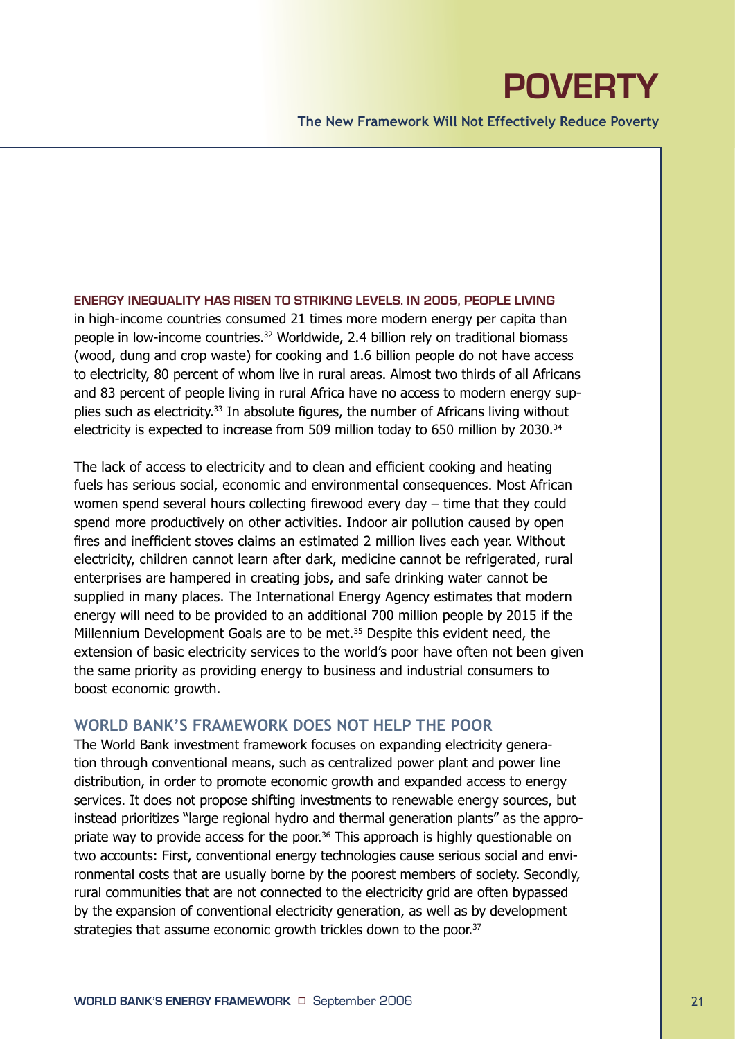# POVERTY

**The New Framework Will Not Effectively Reduce Poverty**

**ENERGY INEQUALITY HAS RISEN TO STRIKING LEVELS. IN 2005, PEOPLE LIVING** in high-income countries consumed 21 times more modern energy per capita than people in low-income countries.[32] Worldwide, 2.4 billion rely on traditional biomass (wood, dung and crop waste) for cooking and 1.6 billion people do not have access to electricity, 80 percent of whom live in rural areas. Almost two thirds of all Africans and 83 percent of people living in rural Africa have no access to modern energy supplies such as electricity.[33] In absolute figures, the number of Africans living without electricity is expected to increase from 509 million today to 650 million by 2030.[34]

The lack of access to electricity and to clean and efficient cooking and heating fuels has serious social, economic and environmental consequences. Most African women spend several hours collecting firewood every day – time that they could spend more productively on other activities. Indoor air pollution caused by open fires and inefficient stoves claims an estimated 2 million lives each year. Without electricity, children cannot learn after dark, medicine cannot be refrigerated, rural enterprises are hampered in creating jobs, and safe drinking water cannot be supplied in many places. The International Energy Agency estimates that modern energy will need to be provided to an additional 700 million people by 2015 if the Millennium Development Goals are to be met.[35] Despite this evident need, the extension of basic electricity services to the world's poor have often not been given the same priority as providing energy to business and industrial consumers to boost economic growth.

## WORLD BANK'S FRAMEWORK DOES NOT HELP THE POOR

The World Bank investment framework focuses on expanding electricity generation through conventional means, such as centralized power plant and power line distribution, in order to promote economic growth and expanded access to energy services. It does not propose shifting investments to renewable energy sources, but instead prioritizes "large regional hydro and thermal generation plants" as the appropriate way to provide access for the poor.[36] This approach is highly questionable on two accounts: First, conventional energy technologies cause serious social and environmental costs that are usually borne by the poorest members of society. Secondly, rural communities that are not connected to the electricity grid are often bypassed by the expansion of conventional electricity generation, as well as by development strategies that assume economic growth trickles down to the poor.[37]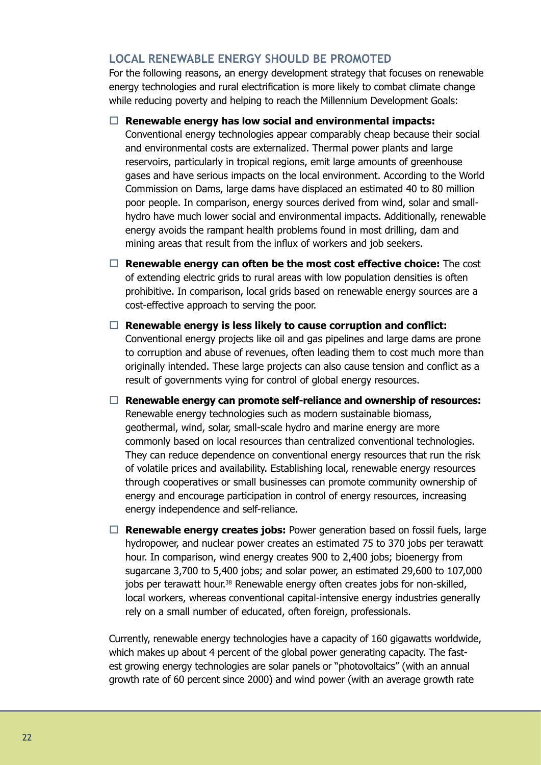## LOCAL RENEWABLE ENERGY SHOULD BE PROMOTED

For the following reasons, an energy development strategy that focuses on renewable energy technologies and rural electrification is more likely to combat climate change while reducing poverty and helping to reach the Millennium Development Goals:

- **Renewable energy has low social and environmental impacts:** Conventional energy technologies appear comparably cheap because their social and environmental costs are externalized. Thermal power plants and large reservoirs, particularly in tropical regions, emit large amounts of greenhouse gases and have serious impacts on the local environment. According to the World Commission on Dams, large dams have displaced an estimated 40 to 80 million poor people. In comparison, energy sources derived from wind, solar and small-hydro have much lower social and environmental impacts. Additionally, renewable energy avoids the rampant health problems found in most drilling, dam and mining areas that result from the influx of workers and job seekers.
- **Renewable energy can often be the most cost effective choice:** The cost of extending electric grids to rural areas with low population densities is often prohibitive. In comparison, local grids based on renewable energy sources are a cost-effective approach to serving the poor.
- **Renewable energy is less likely to cause corruption and conflict:** Conventional energy projects like oil and gas pipelines and large dams are prone to corruption and abuse of revenues, often leading them to cost much more than originally intended. These large projects can also cause tension and conflict as a result of governments vying for control of global energy resources.
- **Renewable energy can promote self-reliance and ownership of resources:** Renewable energy technologies such as modern sustainable biomass, geothermal, wind, solar, small-scale hydro and marine energy are more commonly based on local resources than centralized conventional technologies. They can reduce dependence on conventional energy resources that run the risk of volatile prices and availability. Establishing local, renewable energy resources through cooperatives or small businesses can promote community ownership of energy and encourage participation in control of energy resources, increasing energy independence and self-reliance.
- **Renewable energy creates jobs:** Power generation based on fossil fuels, large hydropower, and nuclear power creates an estimated 75 to 370 jobs per terawatt hour. In comparison, wind energy creates 900 to 2,400 jobs; bioenergy from sugarcane 3,700 to 5,400 jobs; and solar power, an estimated 29,600 to 107,000 jobs per terawatt hour.[38] Renewable energy often creates jobs for non-skilled, local workers, whereas conventional capital-intensive energy industries generally rely on a small number of educated, often foreign, professionals.

Currently, renewable energy technologies have a capacity of 160 gigawatts worldwide, which makes up about 4 percent of the global power generating capacity. The fastest growing energy technologies are solar panels or "photovoltaics" (with an annual growth rate of 60 percent since 2000) and wind power (with an average growth rate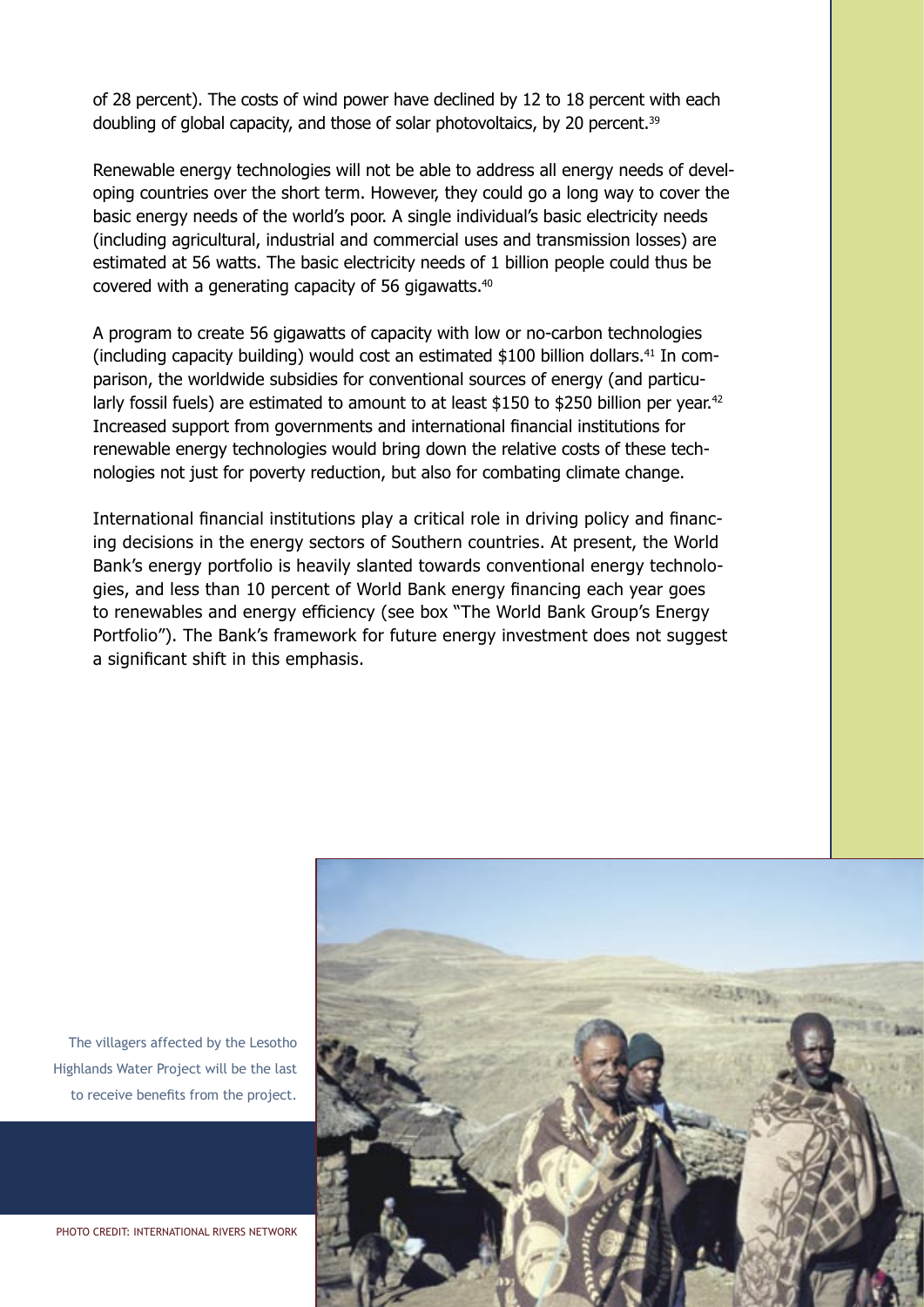of 28 percent). The costs of wind power have declined by 12 to 18 percent with each doubling of global capacity, and those of solar photovoltaics, by 20 percent.[39]

Renewable energy technologies will not be able to address all energy needs of developing countries over the short term. However, they could go a long way to cover the basic energy needs of the world's poor. A single individual's basic electricity needs (including agricultural, industrial and commercial uses and transmission losses) are estimated at 56 watts. The basic electricity needs of 1 billion people could thus be covered with a generating capacity of 56 gigawatts.[40]

A program to create 56 gigawatts of capacity with low or no-carbon technologies (including capacity building) would cost an estimated $100 billion dollars.[41] In comparison, the worldwide subsidies for conventional sources of energy (and particularly fossil fuels) are estimated to amount to at least $150 to $250 billion per year.[42] Increased support from governments and international financial institutions for renewable energy technologies would bring down the relative costs of these technologies not just for poverty reduction, but also for combating climate change.

International financial institutions play a critical role in driving policy and financing decisions in the energy sectors of Southern countries. At present, the World Bank's energy portfolio is heavily slanted towards conventional energy technologies, and less than 10 percent of World Bank energy financing each year goes to renewables and energy efficiency (see box "The World Bank Group's Energy Portfolio"). The Bank's framework for future energy investment does not suggest a significant shift in this emphasis.

The villagers affected by the Lesotho Highlands Water Project will be the last to receive benefits from the project.

PHOTO CREDIT: INTERNATIONAL RIVERS NETWORK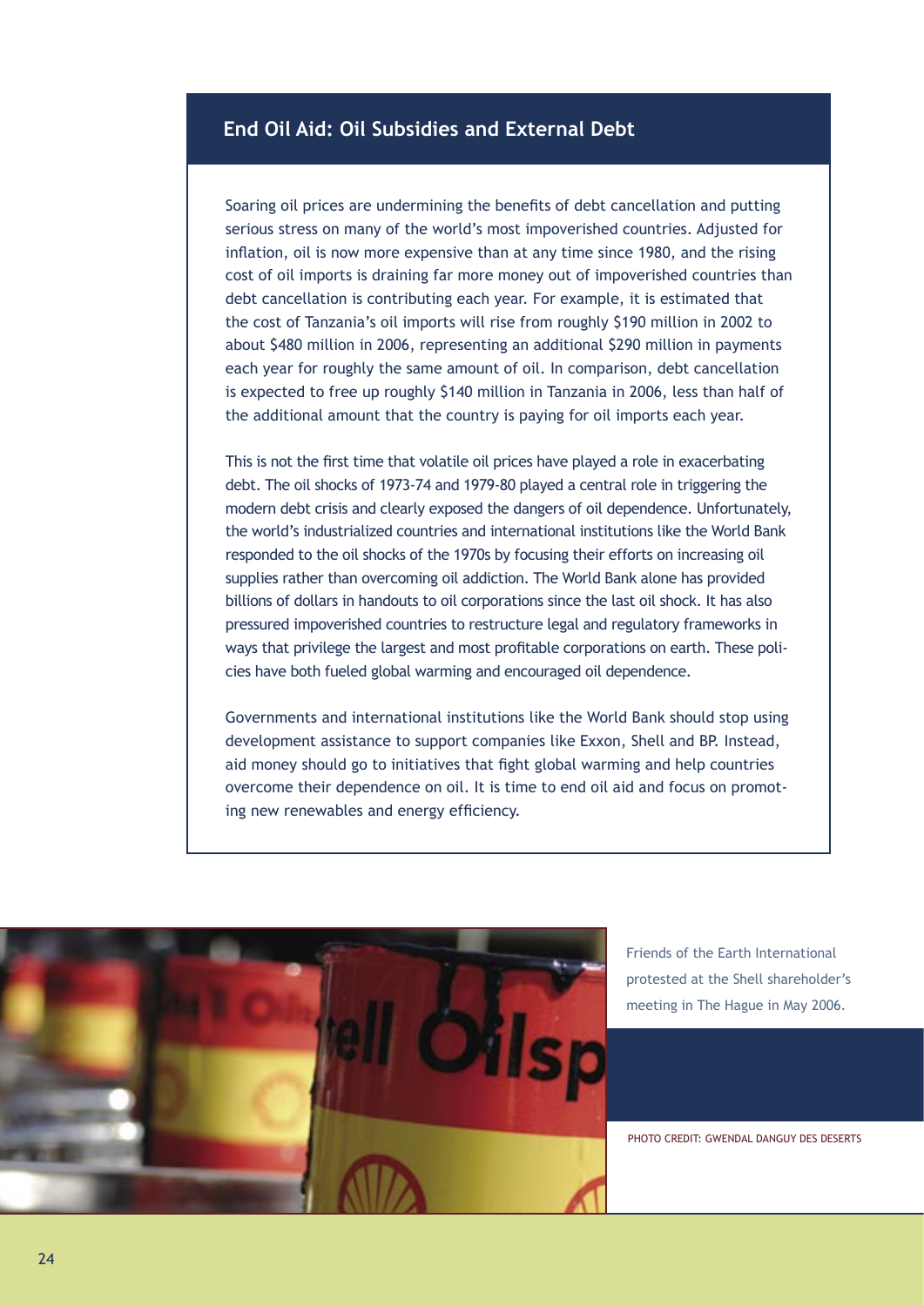## End Oil Aid: Oil Subsidies and External Debt

Soaring oil prices are undermining the benefits of debt cancellation and putting serious stress on many of the world's most impoverished countries. Adjusted for inflation, oil is now more expensive than at any time since 1980, and the rising cost of oil imports is draining far more money out of impoverished countries than debt cancellation is contributing each year. For example, it is estimated that the cost of Tanzania's oil imports will rise from roughly $190 million in 2002 to about $480 million in 2006, representing an additional $290 million in payments each year for roughly the same amount of oil. In comparison, debt cancellation is expected to free up roughly $140 million in Tanzania in 2006, less than half of the additional amount that the country is paying for oil imports each year.

This is not the first time that volatile oil prices have played a role in exacerbating debt. The oil shocks of 1973-74 and 1979-80 played a central role in triggering the modern debt crisis and clearly exposed the dangers of oil dependence. Unfortunately, the world's industrialized countries and international institutions like the World Bank responded to the oil shocks of the 1970s by focusing their efforts on increasing oil supplies rather than overcoming oil addiction. The World Bank alone has provided billions of dollars in handouts to oil corporations since the last oil shock. It has also pressured impoverished countries to restructure legal and regulatory frameworks in ways that privilege the largest and most profitable corporations on earth. These policies have both fueled global warming and encouraged oil dependence.

Governments and international institutions like the World Bank should stop using development assistance to support companies like Exxon, Shell and BP. Instead, aid money should go to initiatives that fight global warming and help countries overcome their dependence on oil. It is time to end oil aid and focus on promoting new renewables and energy efficiency.

Friends of the Earth International protested at the Shell shareholder's meeting in The Hague in May 2006.

PHOTO CREDIT: GWENDAL DANGUY DES DESERTS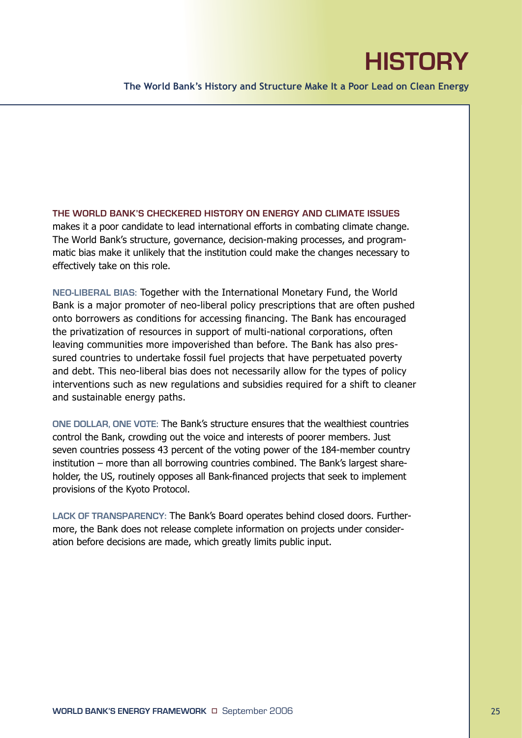# HISTORY

## The World Bank's History and Structure Make It a Poor Lead on Clean Energy

**THE WORLD BANK'S CHECKERED HISTORY ON ENERGY AND CLIMATE ISSUES** makes it a poor candidate to lead international efforts in combating climate change. The World Bank's structure, governance, decision-making processes, and programmatic bias make it unlikely that the institution could make the changes necessary to effectively take on this role.

**NEO-LIBERAL BIAS:** Together with the International Monetary Fund, the World Bank is a major promoter of neo-liberal policy prescriptions that are often pushed onto borrowers as conditions for accessing financing. The Bank has encouraged the privatization of resources in support of multi-national corporations, often leaving communities more impoverished than before. The Bank has also pressured countries to undertake fossil fuel projects that have perpetuated poverty and debt. This neo-liberal bias does not necessarily allow for the types of policy interventions such as new regulations and subsidies required for a shift to cleaner and sustainable energy paths.

**ONE DOLLAR, ONE VOTE:** The Bank's structure ensures that the wealthiest countries control the Bank, crowding out the voice and interests of poorer members. Just seven countries possess 43 percent of the voting power of the 184-member country institution – more than all borrowing countries combined. The Bank's largest shareholder, the US, routinely opposes all Bank-financed projects that seek to implement provisions of the Kyoto Protocol.

**LACK OF TRANSPARENCY:** The Bank's Board operates behind closed doors. Furthermore, the Bank does not release complete information on projects under consideration before decisions are made, which greatly limits public input.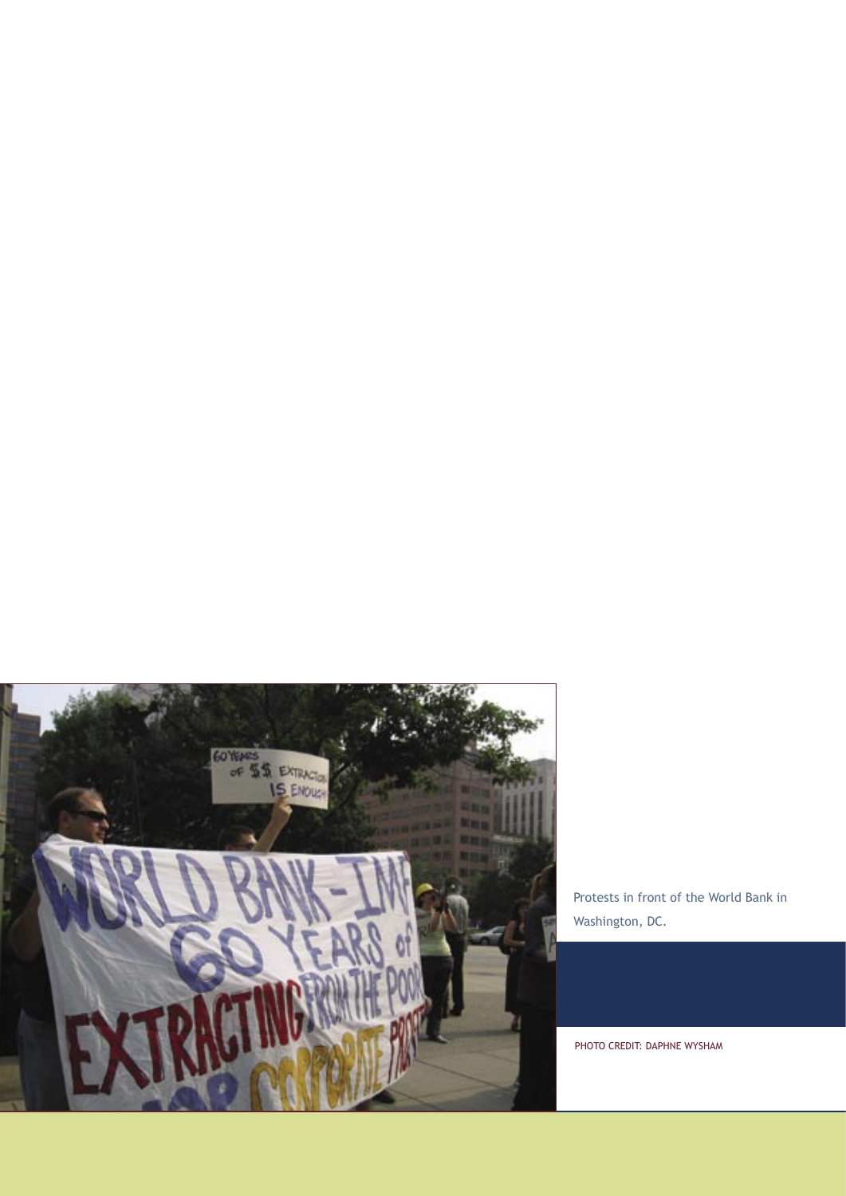Protests in front of the World Bank in Washington, DC.

PHOTO CREDIT: DAPHNE WYSHAM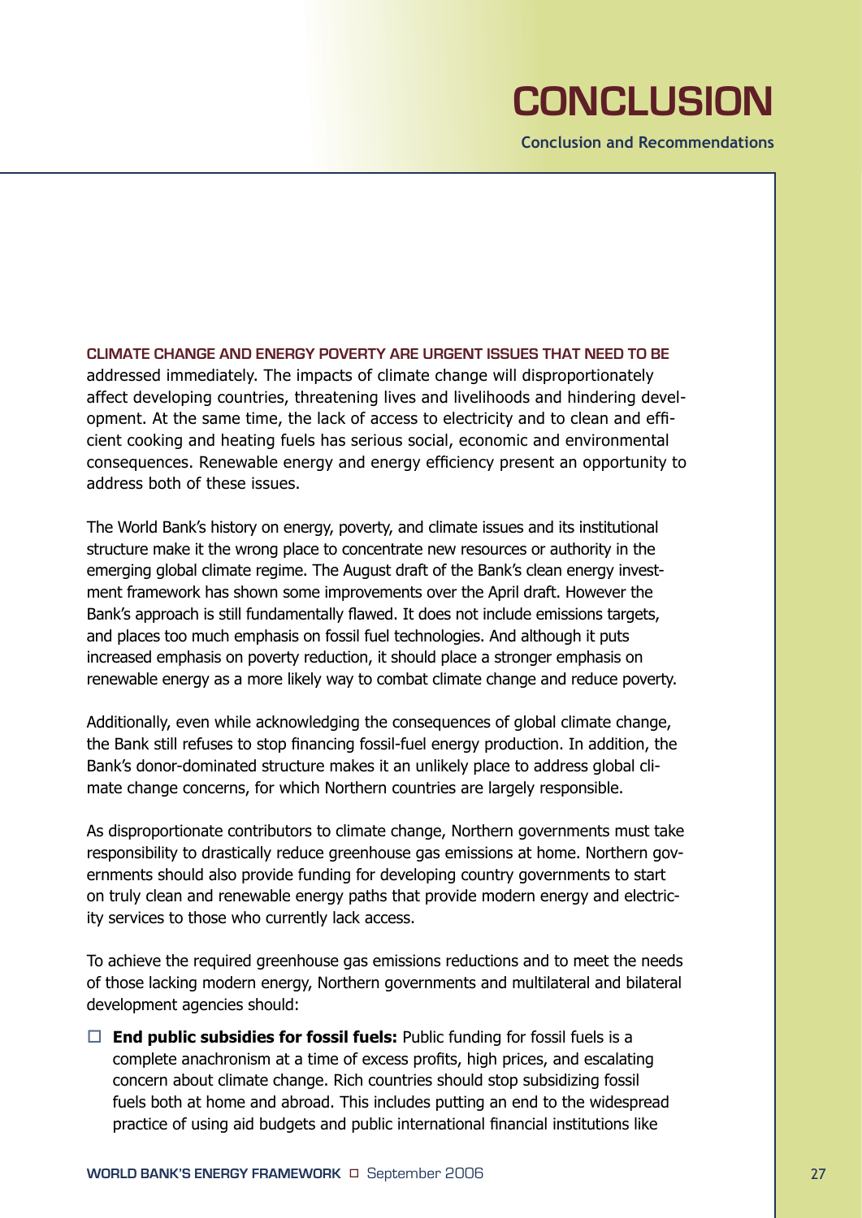# CONCLUSION

**Conclusion and Recommendations**

CLIMATE CHANGE AND ENERGY POVERTY ARE URGENT ISSUES THAT NEED TO BE addressed immediately. The impacts of climate change will disproportionately affect developing countries, threatening lives and livelihoods and hindering development. At the same time, the lack of access to electricity and to clean and efficient cooking and heating fuels has serious social, economic and environmental consequences. Renewable energy and energy efficiency present an opportunity to address both of these issues.

The World Bank's history on energy, poverty, and climate issues and its institutional structure make it the wrong place to concentrate new resources or authority in the emerging global climate regime. The August draft of the Bank's clean energy investment framework has shown some improvements over the April draft. However the Bank's approach is still fundamentally flawed. It does not include emissions targets, and places too much emphasis on fossil fuel technologies. And although it puts increased emphasis on poverty reduction, it should place a stronger emphasis on renewable energy as a more likely way to combat climate change and reduce poverty.

Additionally, even while acknowledging the consequences of global climate change, the Bank still refuses to stop financing fossil-fuel energy production. In addition, the Bank's donor-dominated structure makes it an unlikely place to address global climate change concerns, for which Northern countries are largely responsible.

As disproportionate contributors to climate change, Northern governments must take responsibility to drastically reduce greenhouse gas emissions at home. Northern governments should also provide funding for developing country governments to start on truly clean and renewable energy paths that provide modern energy and electricity services to those who currently lack access.

To achieve the required greenhouse gas emissions reductions and to meet the needs of those lacking modern energy, Northern governments and multilateral and bilateral development agencies should:

- **End public subsidies for fossil fuels:** Public funding for fossil fuels is a complete anachronism at a time of excess profits, high prices, and escalating concern about climate change. Rich countries should stop subsidizing fossil fuels both at home and abroad. This includes putting an end to the widespread practice of using aid budgets and public international financial institutions like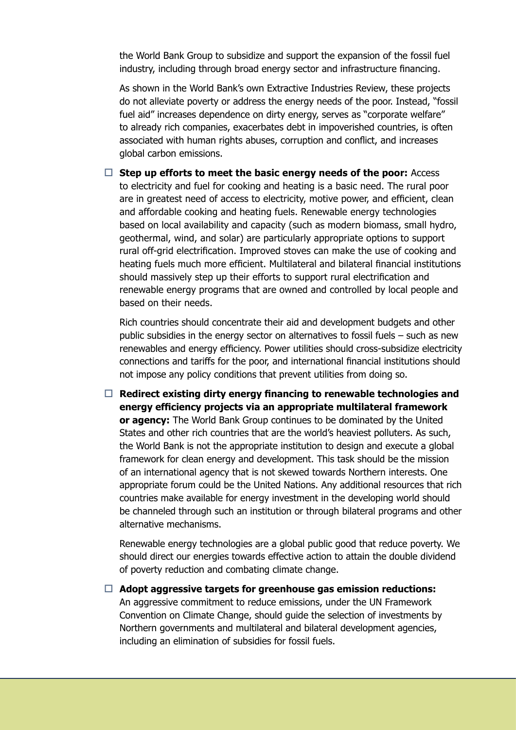the World Bank Group to subsidize and support the expansion of the fossil fuel industry, including through broad energy sector and infrastructure financing.

As shown in the World Bank's own Extractive Industries Review, these projects do not alleviate poverty or address the energy needs of the poor. Instead, "fossil fuel aid" increases dependence on dirty energy, serves as "corporate welfare" to already rich companies, exacerbates debt in impoverished countries, is often associated with human rights abuses, corruption and conflict, and increases global carbon emissions.

- ☐ **Step up efforts to meet the basic energy needs of the poor:** Access to electricity and fuel for cooking and heating is a basic need. The rural poor are in greatest need of access to electricity, motive power, and efficient, clean and affordable cooking and heating fuels. Renewable energy technologies based on local availability and capacity (such as modern biomass, small hydro, geothermal, wind, and solar) are particularly appropriate options to support rural off-grid electrification. Improved stoves can make the use of cooking and heating fuels much more efficient. Multilateral and bilateral financial institutions should massively step up their efforts to support rural electrification and renewable energy programs that are owned and controlled by local people and based on their needs.

  Rich countries should concentrate their aid and development budgets and other public subsidies in the energy sector on alternatives to fossil fuels – such as new renewables and energy efficiency. Power utilities should cross-subsidize electricity connections and tariffs for the poor, and international financial institutions should not impose any policy conditions that prevent utilities from doing so.

- ☐ **Redirect existing dirty energy financing to renewable technologies and energy efficiency projects via an appropriate multilateral framework or agency:** The World Bank Group continues to be dominated by the United States and other rich countries that are the world's heaviest polluters. As such, the World Bank is not the appropriate institution to design and execute a global framework for clean energy and development. This task should be the mission of an international agency that is not skewed towards Northern interests. One appropriate forum could be the United Nations. Any additional resources that rich countries make available for energy investment in the developing world should be channeled through such an institution or through bilateral programs and other alternative mechanisms.

  Renewable energy technologies are a global public good that reduce poverty. We should direct our energies towards effective action to attain the double dividend of poverty reduction and combating climate change.

- ☐ **Adopt aggressive targets for greenhouse gas emission reductions:** An aggressive commitment to reduce emissions, under the UN Framework Convention on Climate Change, should guide the selection of investments by Northern governments and multilateral and bilateral development agencies, including an elimination of subsidies for fossil fuels.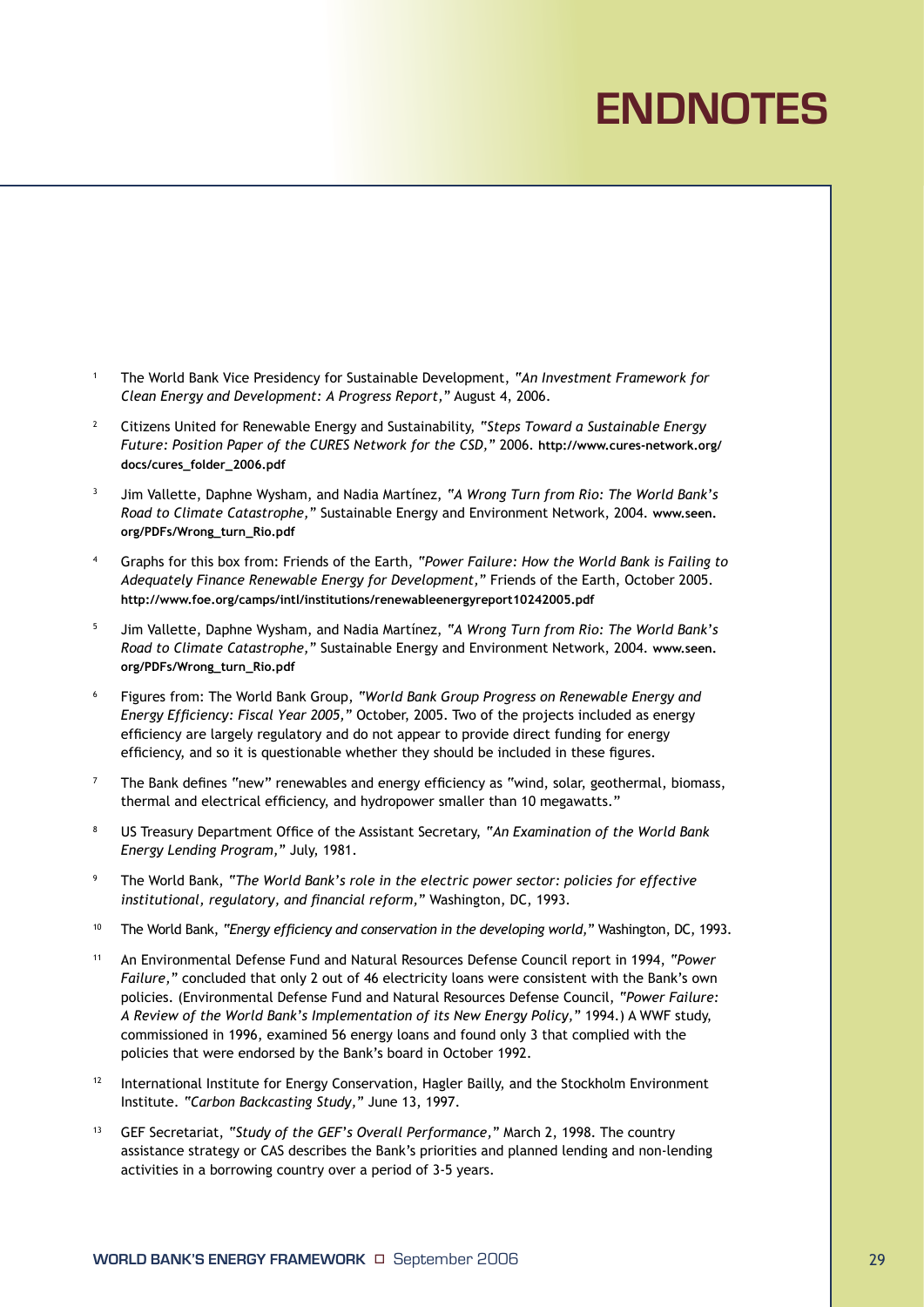# ENDNOTES

1. The World Bank Vice Presidency for Sustainable Development, *"An Investment Framework for Clean Energy and Development: A Progress Report,"* August 4, 2006.

2. Citizens United for Renewable Energy and Sustainability, *"Steps Toward a Sustainable Energy Future: Position Paper of the CURES Network for the CSD,"* 2006. **http://www.cures-network.org/docs/cures_folder_2006.pdf**

3. Jim Vallette, Daphne Wysham, and Nadia Martínez, *"A Wrong Turn from Rio: The World Bank's Road to Climate Catastrophe,"* Sustainable Energy and Environment Network, 2004. **www.seen.org/PDFs/Wrong_turn_Rio.pdf**

4. Graphs for this box from: Friends of the Earth, *"Power Failure: How the World Bank is Failing to Adequately Finance Renewable Energy for Development,"* Friends of the Earth, October 2005. **http://www.foe.org/camps/intl/institutions/renewableenergyreport10242005.pdf**

5. Jim Vallette, Daphne Wysham, and Nadia Martínez, *"A Wrong Turn from Rio: The World Bank's Road to Climate Catastrophe,"* Sustainable Energy and Environment Network, 2004. **www.seen.org/PDFs/Wrong_turn_Rio.pdf**

6. Figures from: The World Bank Group, *"World Bank Group Progress on Renewable Energy and Energy Efficiency: Fiscal Year 2005,"* October, 2005. Two of the projects included as energy efficiency are largely regulatory and do not appear to provide direct funding for energy efficiency, and so it is questionable whether they should be included in these figures.

7. The Bank defines "new" renewables and energy efficiency as "wind, solar, geothermal, biomass, thermal and electrical efficiency, and hydropower smaller than 10 megawatts."

8. US Treasury Department Office of the Assistant Secretary, *"An Examination of the World Bank Energy Lending Program,"* July, 1981.

9. The World Bank, *"The World Bank's role in the electric power sector: policies for effective institutional, regulatory, and financial reform,"* Washington, DC, 1993.

10. The World Bank, *"Energy efficiency and conservation in the developing world,"* Washington, DC, 1993.

11. An Environmental Defense Fund and Natural Resources Defense Council report in 1994, *"Power Failure,"* concluded that only 2 out of 46 electricity loans were consistent with the Bank's own policies. (Environmental Defense Fund and Natural Resources Defense Council, *"Power Failure: A Review of the World Bank's Implementation of its New Energy Policy,"* 1994.) A WWF study, commissioned in 1996, examined 56 energy loans and found only 3 that complied with the policies that were endorsed by the Bank's board in October 1992.

12. International Institute for Energy Conservation, Hagler Bailly, and the Stockholm Environment Institute. *"Carbon Backcasting Study,"* June 13, 1997.

13. GEF Secretariat, *"Study of the GEF's Overall Performance,"* March 2, 1998. The country assistance strategy or CAS describes the Bank's priorities and planned lending and non-lending activities in a borrowing country over a period of 3-5 years.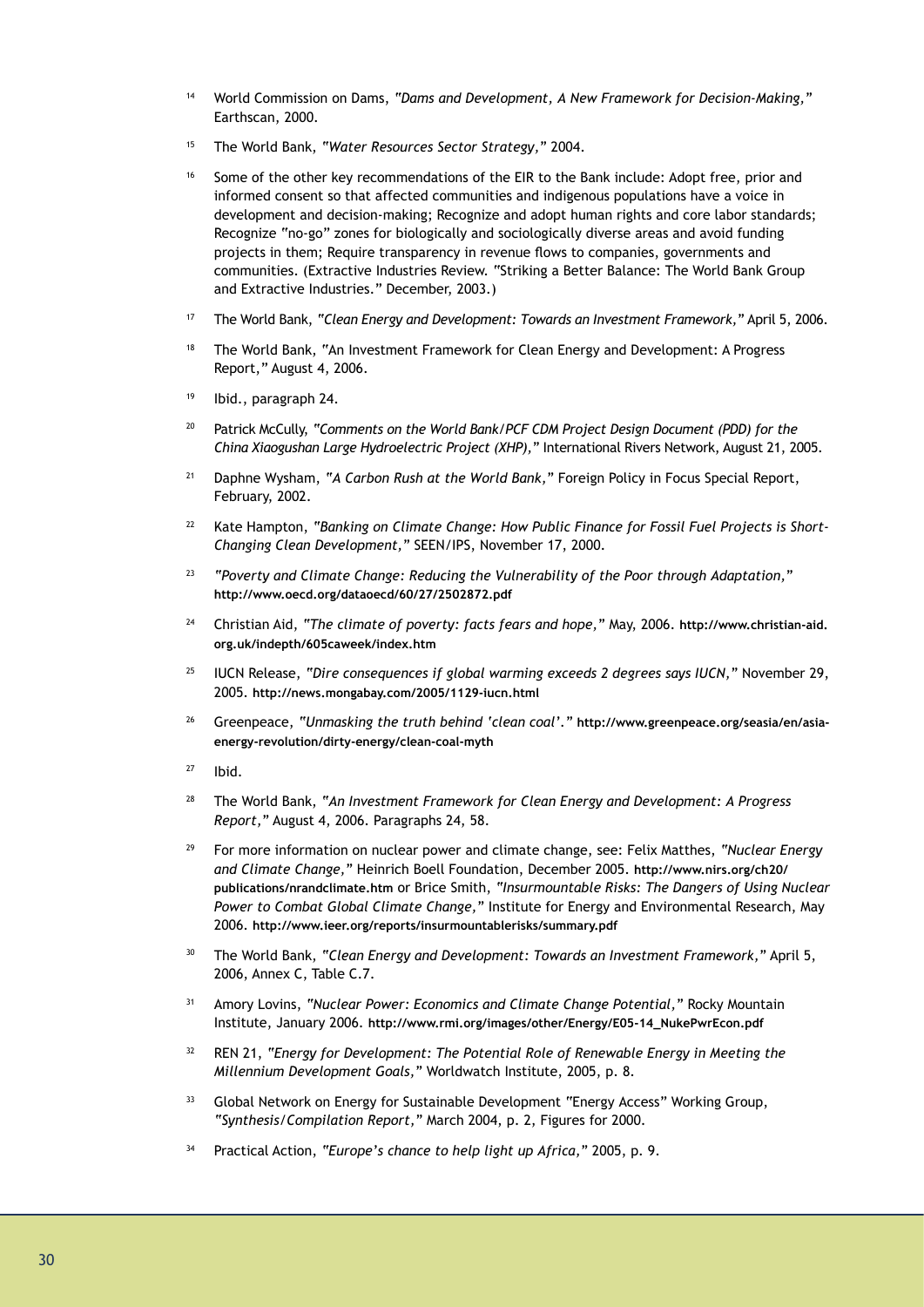[14] World Commission on Dams, *"Dams and Development, A New Framework for Decision-Making,"* Earthscan, 2000.

[15] The World Bank, *"Water Resources Sector Strategy,"* 2004.

[16] Some of the other key recommendations of the EIR to the Bank include: Adopt free, prior and informed consent so that affected communities and indigenous populations have a voice in development and decision-making; Recognize and adopt human rights and core labor standards; Recognize "no-go" zones for biologically and sociologically diverse areas and avoid funding projects in them; Require transparency in revenue flows to companies, governments and communities. (Extractive Industries Review. "Striking a Better Balance: The World Bank Group and Extractive Industries." December, 2003.)

[17] The World Bank, *"Clean Energy and Development: Towards an Investment Framework,"* April 5, 2006.

[18] The World Bank, "An Investment Framework for Clean Energy and Development: A Progress Report," August 4, 2006.

[19] Ibid., paragraph 24.

[20] Patrick McCully, *"Comments on the World Bank/PCF CDM Project Design Document (PDD) for the China Xiaogushan Large Hydroelectric Project (XHP),"* International Rivers Network, August 21, 2005.

[21] Daphne Wysham, *"A Carbon Rush at the World Bank,"* Foreign Policy in Focus Special Report, February, 2002.

[22] Kate Hampton, *"Banking on Climate Change: How Public Finance for Fossil Fuel Projects is Short-Changing Clean Development,"* SEEN/IPS, November 17, 2000.

[23] *"Poverty and Climate Change: Reducing the Vulnerability of the Poor through Adaptation,"* **http://www.oecd.org/dataoecd/60/27/2502872.pdf**

[24] Christian Aid, *"The climate of poverty: facts fears and hope,"* May, 2006. **http://www.christian-aid.org.uk/indepth/605caweek/index.htm**

[25] IUCN Release, *"Dire consequences if global warming exceeds 2 degrees says IUCN,"* November 29, 2005. **http://news.mongabay.com/2005/1129-iucn.html**

[26] Greenpeace, *"Unmasking the truth behind 'clean coal'."* **http://www.greenpeace.org/seasia/en/asia-energy-revolution/dirty-energy/clean-coal-myth**

[27] Ibid.

[28] The World Bank, *"An Investment Framework for Clean Energy and Development: A Progress Report,"* August 4, 2006. Paragraphs 24, 58.

[29] For more information on nuclear power and climate change, see: Felix Matthes, *"Nuclear Energy and Climate Change,"* Heinrich Boell Foundation, December 2005. **http://www.nirs.org/ch20/publications/nrandclimate.htm** or Brice Smith, *"Insurmountable Risks: The Dangers of Using Nuclear Power to Combat Global Climate Change,"* Institute for Energy and Environmental Research, May 2006. **http://www.ieer.org/reports/insurmountablerisks/summary.pdf**

[30] The World Bank, *"Clean Energy and Development: Towards an Investment Framework,"* April 5, 2006, Annex C, Table C.7.

[31] Amory Lovins, *"Nuclear Power: Economics and Climate Change Potential,"* Rocky Mountain Institute, January 2006. **http://www.rmi.org/images/other/Energy/E05-14_NukePwrEcon.pdf**

[32] REN 21, *"Energy for Development: The Potential Role of Renewable Energy in Meeting the Millennium Development Goals,"* Worldwatch Institute, 2005, p. 8.

[33] Global Network on Energy for Sustainable Development "Energy Access" Working Group, *"Synthesis/Compilation Report,"* March 2004, p. 2, Figures for 2000.

[34] Practical Action, *"Europe's chance to help light up Africa,"* 2005, p. 9.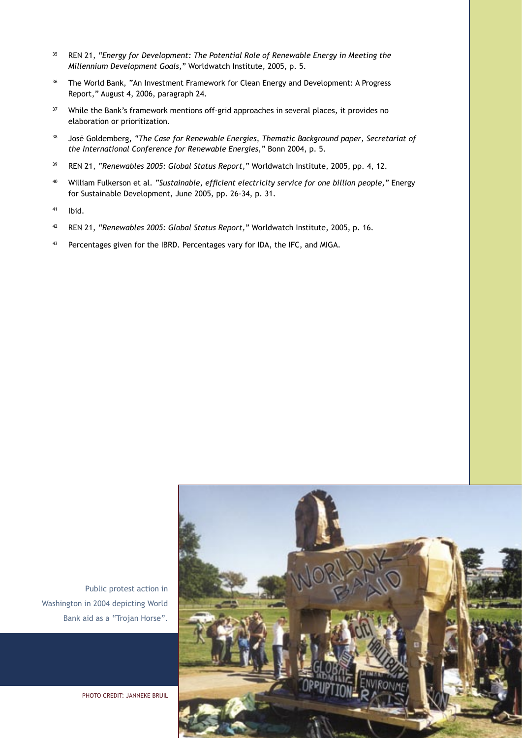[35] REN 21, *"Energy for Development: The Potential Role of Renewable Energy in Meeting the Millennium Development Goals,"* Worldwatch Institute, 2005, p. 5.

[36] The World Bank, "An Investment Framework for Clean Energy and Development: A Progress Report," August 4, 2006, paragraph 24.

[37] While the Bank's framework mentions off-grid approaches in several places, it provides no elaboration or prioritization.

[38] José Goldemberg, *"The Case for Renewable Energies, Thematic Background paper, Secretariat of the International Conference for Renewable Energies,"* Bonn 2004, p. 5.

[39] REN 21, *"Renewables 2005: Global Status Report,"* Worldwatch Institute, 2005, pp. 4, 12.

[40] William Fulkerson et al. *"Sustainable, efficient electricity service for one billion people,"* Energy for Sustainable Development, June 2005, pp. 26-34, p. 31.

[41] Ibid.

[42] REN 21, *"Renewables 2005: Global Status Report,"* Worldwatch Institute, 2005, p. 16.

[43] Percentages given for the IBRD. Percentages vary for IDA, the IFC, and MIGA.

Public protest action in Washington in 2004 depicting World Bank aid as a "Trojan Horse".

PHOTO CREDIT: JANNEKE BRUIL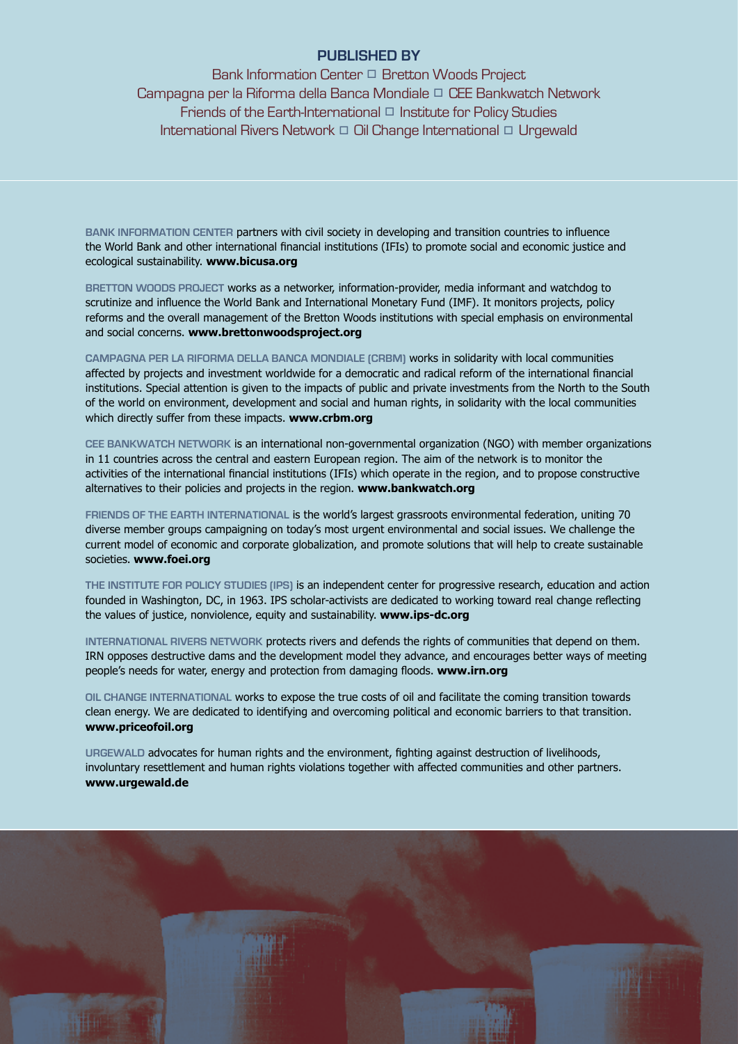## PUBLISHED BY

Bank Information Center □ Bretton Woods Project
Campagna per la Riforma della Banca Mondiale □ CEE Bankwatch Network
Friends of the Earth-International □ Institute for Policy Studies
International Rivers Network □ Oil Change International □ Urgewald

**BANK INFORMATION CENTER** partners with civil society in developing and transition countries to influence the World Bank and other international financial institutions (IFIs) to promote social and economic justice and ecological sustainability. **www.bicusa.org**

**BRETTON WOODS PROJECT** works as a networker, information-provider, media informant and watchdog to scrutinize and influence the World Bank and International Monetary Fund (IMF). It monitors projects, policy reforms and the overall management of the Bretton Woods institutions with special emphasis on environmental and social concerns. **www.brettonwoodsproject.org**

**CAMPAGNA PER LA RIFORMA DELLA BANCA MONDIALE (CRBM)** works in solidarity with local communities affected by projects and investment worldwide for a democratic and radical reform of the international financial institutions. Special attention is given to the impacts of public and private investments from the North to the South of the world on environment, development and social and human rights, in solidarity with the local communities which directly suffer from these impacts. **www.crbm.org**

**CEE BANKWATCH NETWORK** is an international non-governmental organization (NGO) with member organizations in 11 countries across the central and eastern European region. The aim of the network is to monitor the activities of the international financial institutions (IFIs) which operate in the region, and to propose constructive alternatives to their policies and projects in the region. **www.bankwatch.org**

**FRIENDS OF THE EARTH INTERNATIONAL** is the world's largest grassroots environmental federation, uniting 70 diverse member groups campaigning on today's most urgent environmental and social issues. We challenge the current model of economic and corporate globalization, and promote solutions that will help to create sustainable societies. **www.foei.org**

**THE INSTITUTE FOR POLICY STUDIES (IPS)** is an independent center for progressive research, education and action founded in Washington, DC, in 1963. IPS scholar-activists are dedicated to working toward real change reflecting the values of justice, nonviolence, equity and sustainability. **www.ips-dc.org**

**INTERNATIONAL RIVERS NETWORK** protects rivers and defends the rights of communities that depend on them. IRN opposes destructive dams and the development model they advance, and encourages better ways of meeting people's needs for water, energy and protection from damaging floods. **www.irn.org**

**OIL CHANGE INTERNATIONAL** works to expose the true costs of oil and facilitate the coming transition towards clean energy. We are dedicated to identifying and overcoming political and economic barriers to that transition. **www.priceofoil.org**

**URGEWALD** advocates for human rights and the environment, fighting against destruction of livelihoods, involuntary resettlement and human rights violations together with affected communities and other partners. **www.urgewald.de**